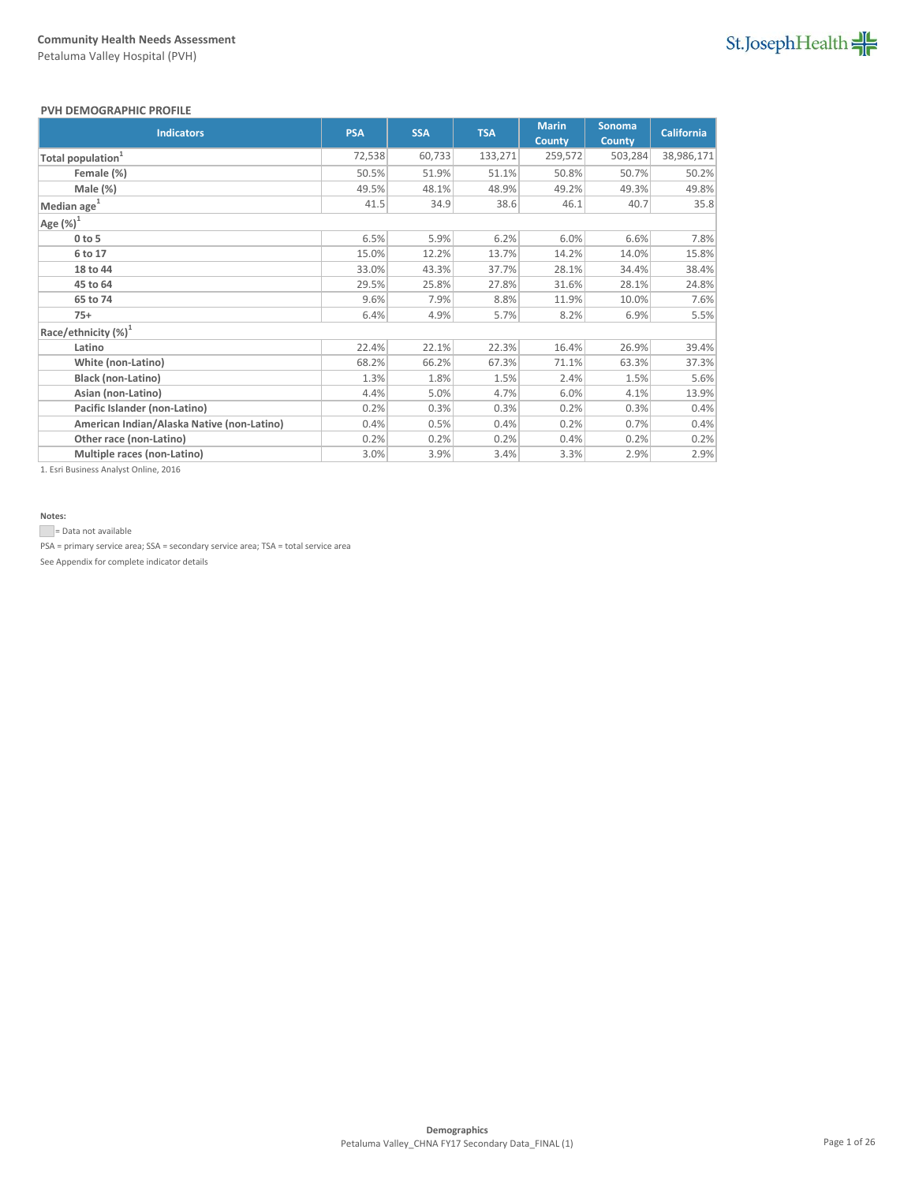## PVH DEMOGRAPHIC PROFILE

| Indicators | PSA | SSA | TSA | Marin County | Sonoma County | California |
|---|---|---|---|---|---|---|
| **Total population**[1] | 72,538 | 60,733 | 133,271 | 259,572 | 503,284 | 38,986,171 |
| **Female (%)** | 50.5% | 51.9% | 51.1% | 50.8% | 50.7% | 50.2% |
| **Male (%)** | 49.5% | 48.1% | 48.9% | 49.2% | 49.3% | 49.8% |
| **Median age**[1] | 41.5 | 34.9 | 38.6 | 46.1 | 40.7 | 35.8 |
| **Age (%)**[1] | | | | | | |
| **0 to 5** | 6.5% | 5.9% | 6.2% | 6.0% | 6.6% | 7.8% |
| **6 to 17** | 15.0% | 12.2% | 13.7% | 14.2% | 14.0% | 15.8% |
| **18 to 44** | 33.0% | 43.3% | 37.7% | 28.1% | 34.4% | 38.4% |
| **45 to 64** | 29.5% | 25.8% | 27.8% | 31.6% | 28.1% | 24.8% |
| **65 to 74** | 9.6% | 7.9% | 8.8% | 11.9% | 10.0% | 7.6% |
| **75+** | 6.4% | 4.9% | 5.7% | 8.2% | 6.9% | 5.5% |
| **Race/ethnicity (%)**[1] | | | | | | |
| **Latino** | 22.4% | 22.1% | 22.3% | 16.4% | 26.9% | 39.4% |
| **White (non-Latino)** | 68.2% | 66.2% | 67.3% | 71.1% | 63.3% | 37.3% |
| **Black (non-Latino)** | 1.3% | 1.8% | 1.5% | 2.4% | 1.5% | 5.6% |
| **Asian (non-Latino)** | 4.4% | 5.0% | 4.7% | 6.0% | 4.1% | 13.9% |
| **Pacific Islander (non-Latino)** | 0.2% | 0.3% | 0.3% | 0.2% | 0.3% | 0.4% |
| **American Indian/Alaska Native (non-Latino)** | 0.4% | 0.5% | 0.4% | 0.2% | 0.7% | 0.4% |
| **Other race (non-Latino)** | 0.2% | 0.2% | 0.2% | 0.4% | 0.2% | 0.2% |
| **Multiple races (non-Latino)** | 3.0% | 3.9% | 3.4% | 3.3% | 2.9% | 2.9% |

1. Esri Business Analyst Online, 2016

**Notes:**

= Data not available

PSA = primary service area; SSA = secondary service area; TSA = total service area

See Appendix for complete indicator details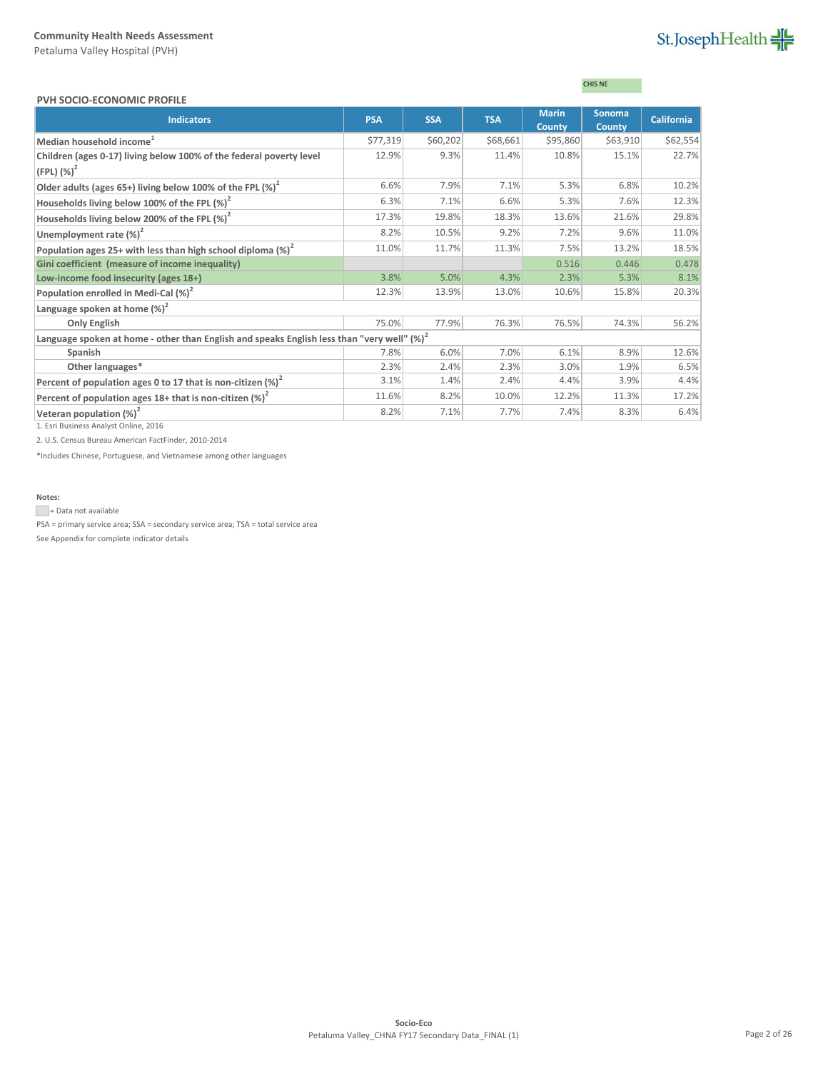CHIS NE

### PVH SOCIO-ECONOMIC PROFILE

| Indicators | PSA | SSA | TSA | Marin County | Sonoma County | California |
|---|---|---|---|---|---|---|
| Median household income[1] | $77,319 | $60,202 | $68,661 | $95,860 | $63,910 | $62,554 |
| Children (ages 0-17) living below 100% of the federal poverty level (FPL) (%)[2] | 12.9% | 9.3% | 11.4% | 10.8% | 15.1% | 22.7% |
| Older adults (ages 65+) living below 100% of the FPL (%)[2] | 6.6% | 7.9% | 7.1% | 5.3% | 6.8% | 10.2% |
| Households living below 100% of the FPL (%)[2] | 6.3% | 7.1% | 6.6% | 5.3% | 7.6% | 12.3% |
| Households living below 200% of the FPL (%)[2] | 17.3% | 19.8% | 18.3% | 13.6% | 21.6% | 29.8% |
| Unemployment rate (%)[2] | 8.2% | 10.5% | 9.2% | 7.2% | 9.6% | 11.0% |
| Population ages 25+ with less than high school diploma (%)[2] | 11.0% | 11.7% | 11.3% | 7.5% | 13.2% | 18.5% |
| Gini coefficient (measure of income inequality) | | | | 0.516 | 0.446 | 0.478 |
| Low-income food insecurity (ages 18+) | 3.8% | 5.0% | 4.3% | 2.3% | 5.3% | 8.1% |
| Population enrolled in Medi-Cal (%)[2] | 12.3% | 13.9% | 13.0% | 10.6% | 15.8% | 20.3% |
| Language spoken at home (%)[2] | | | | | | |
| Only English | 75.0% | 77.9% | 76.3% | 76.5% | 74.3% | 56.2% |
| Language spoken at home - other than English and speaks English less than "very well" (%)[2] | | | | | | |
| Spanish | 7.8% | 6.0% | 7.0% | 6.1% | 8.9% | 12.6% |
| Other languages* | 2.3% | 2.4% | 2.3% | 3.0% | 1.9% | 6.5% |
| Percent of population ages 0 to 17 that is non-citizen (%)[2] | 3.1% | 1.4% | 2.4% | 4.4% | 3.9% | 4.4% |
| Percent of population ages 18+ that is non-citizen (%)[2] | 11.6% | 8.2% | 10.0% | 12.2% | 11.3% | 17.2% |
| Veteran population (%)[2] | 8.2% | 7.1% | 7.7% | 7.4% | 8.3% | 6.4% |

1. Esri Business Analyst Online, 2016

2. U.S. Census Bureau American FactFinder, 2010-2014

*Includes Chinese, Portuguese, and Vietnamese among other languages

**Notes:**

= Data not available

PSA = primary service area; SSA = secondary service area; TSA = total service area

See Appendix for complete indicator details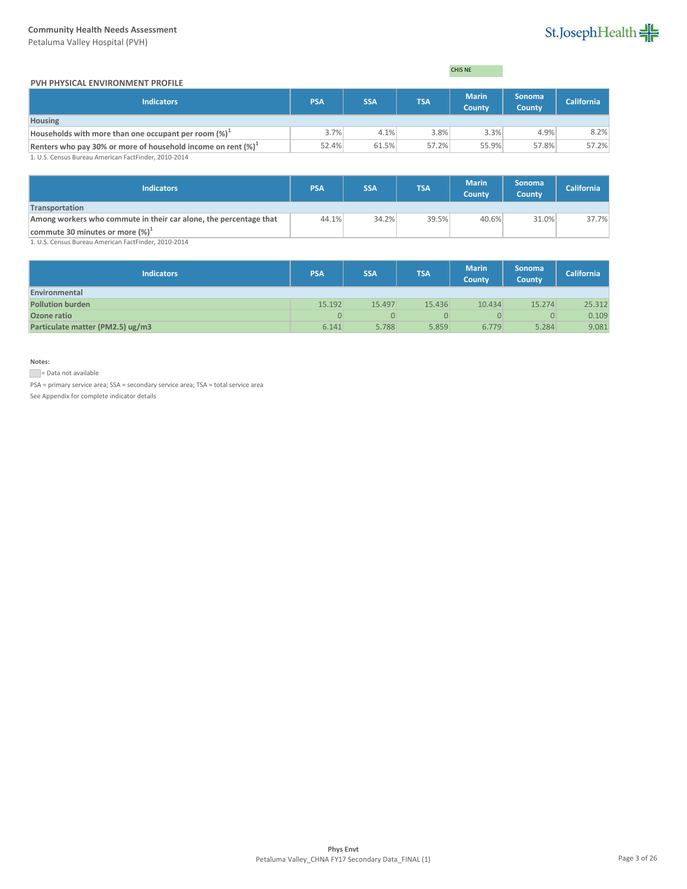CHIS NE

## PVH PHYSICAL ENVIRONMENT PROFILE

| Indicators | PSA | SSA | TSA | Marin County | Sonoma County | California |
|---|---|---|---|---|---|---|
| **Housing** | | | | | | |
| **Households with more than one occupant per room (%)[1]** | 3.7% | 4.1% | 3.8% | 3.3% | 4.9% | 8.2% |
| **Renters who pay 30% or more of household income on rent (%)[1]** | 52.4% | 61.5% | 57.2% | 55.9% | 57.8% | 57.2% |

1. U.S. Census Bureau American FactFinder, 2010-2014

| Indicators | PSA | SSA | TSA | Marin County | Sonoma County | California |
|---|---|---|---|---|---|---|
| **Transportation** | | | | | | |
| **Among workers who commute in their car alone, the percentage that commute 30 minutes or more (%)[1]** | 44.1% | 34.2% | 39.5% | 40.6% | 31.0% | 37.7% |

1. U.S. Census Bureau American FactFinder, 2010-2014

| Indicators | PSA | SSA | TSA | Marin County | Sonoma County | California |
|---|---|---|---|---|---|---|
| **Environmental** | | | | | | |
| **Pollution burden** | 15.192 | 15.497 | 15.436 | 10.434 | 15.274 | 25.312 |
| **Ozone ratio** | 0 | 0 | 0 | 0 | 0 | 0.109 |
| **Particulate matter (PM2.5) ug/m3** | 6.141 | 5.788 | 5.859 | 6.779 | 5.284 | 9.081 |

**Notes:**

= Data not available

PSA = primary service area; SSA = secondary service area; TSA = total service area

See Appendix for complete indicator details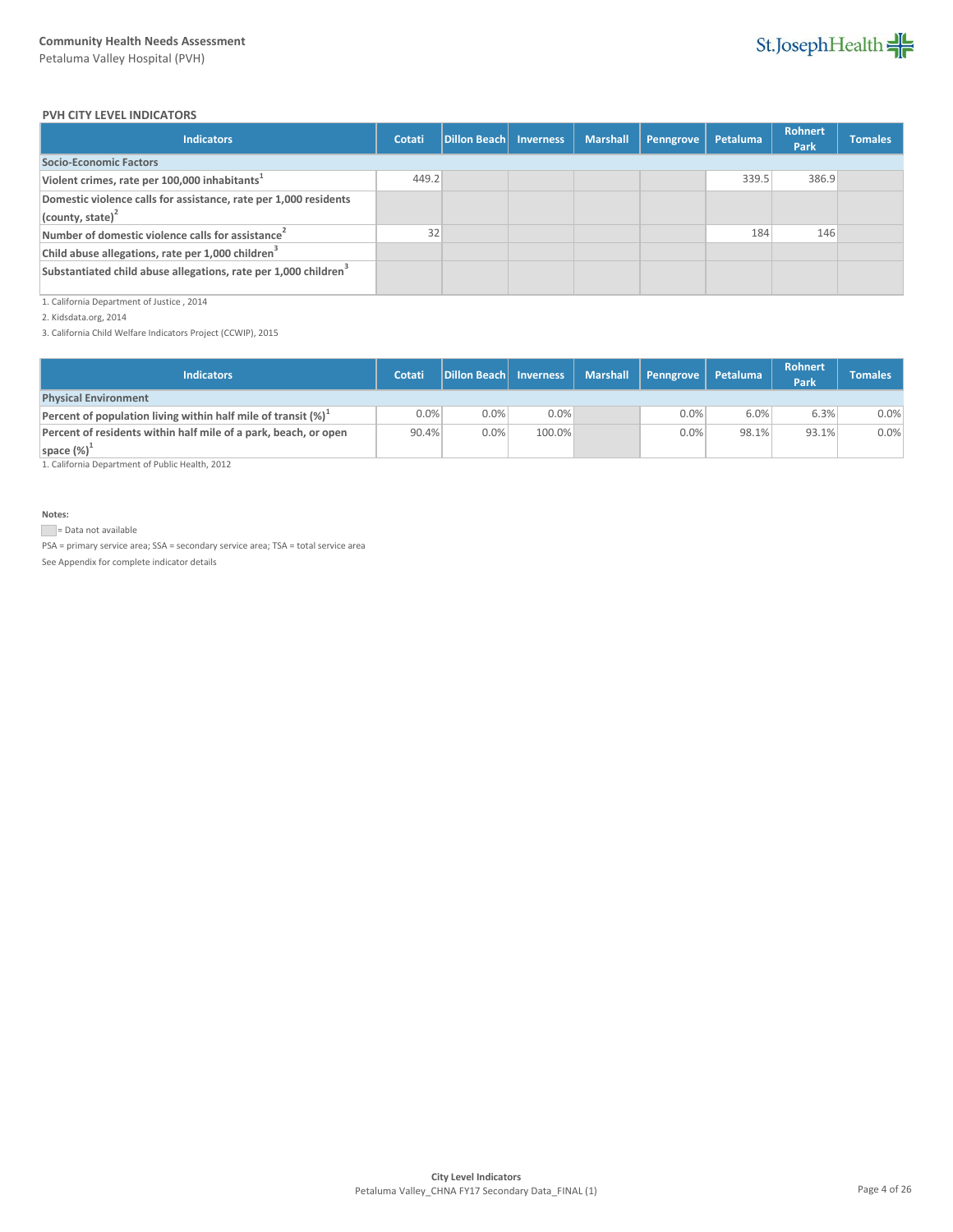### PVH CITY LEVEL INDICATORS

| Indicators | Cotati | Dillon Beach | Inverness | Marshall | Penngrove | Petaluma | Rohnert Park | Tomales |
|---|---|---|---|---|---|---|---|---|
| **Socio-Economic Factors** | | | | | | | | |
| **Violent crimes, rate per 100,000 inhabitants**[1] | 449.2 | | | | | 339.5 | 386.9 | |
| **Domestic violence calls for assistance, rate per 1,000 residents (county, state)**[2] | | | | | | | | |
| **Number of domestic violence calls for assistance**[2] | 32 | | | | | 184 | 146 | |
| **Child abuse allegations, rate per 1,000 children**[3] | | | | | | | | |
| **Substantiated child abuse allegations, rate per 1,000 children**[3] | | | | | | | | |

1. California Department of Justice , 2014
2. Kidsdata.org, 2014
3. California Child Welfare Indicators Project (CCWIP), 2015

| Indicators | Cotati | Dillon Beach | Inverness | Marshall | Penngrove | Petaluma | Rohnert Park | Tomales |
|---|---|---|---|---|---|---|---|---|
| **Physical Environment** | | | | | | | | |
| **Percent of population living within half mile of transit (%)**[1] | 0.0% | 0.0% | 0.0% | | 0.0% | 6.0% | 6.3% | 0.0% |
| **Percent of residents within half mile of a park, beach, or open space (%)**[1] | 90.4% | 0.0% | 100.0% | | 0.0% | 98.1% | 93.1% | 0.0% |

1. California Department of Public Health, 2012

**Notes:**

= Data not available

PSA = primary service area; SSA = secondary service area; TSA = total service area

See Appendix for complete indicator details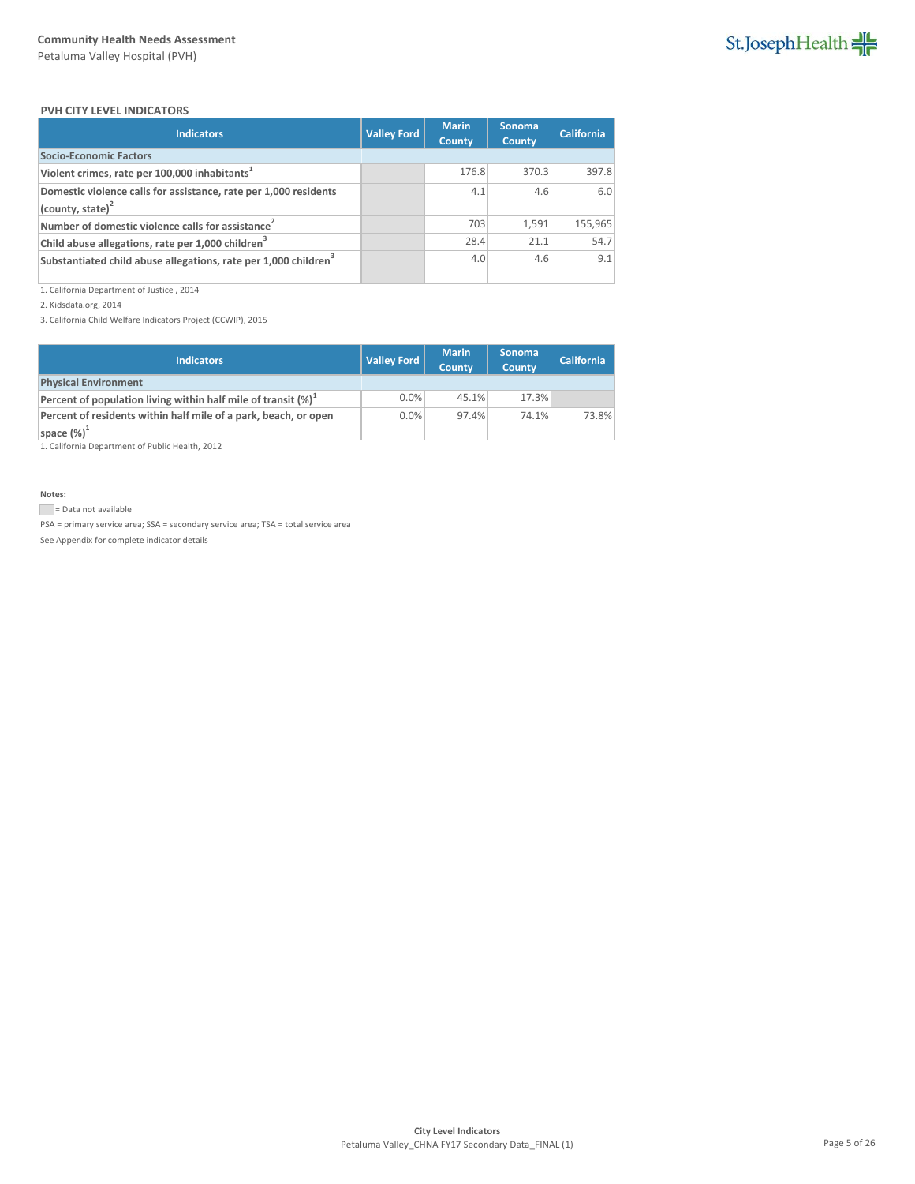**Community Health Needs Assessment**
Petaluma Valley Hospital (PVH)

### PVH CITY LEVEL INDICATORS

| Indicators | Valley Ford | Marin County | Sonoma County | California |
|---|---|---|---|---|
| **Socio-Economic Factors** | | | | |
| **Violent crimes, rate per 100,000 inhabitants**[1] | | 176.8 | 370.3 | 397.8 |
| **Domestic violence calls for assistance, rate per 1,000 residents (county, state)**[2] | | 4.1 | 4.6 | 6.0 |
| **Number of domestic violence calls for assistance**[2] | | 703 | 1,591 | 155,965 |
| **Child abuse allegations, rate per 1,000 children**[3] | | 28.4 | 21.1 | 54.7 |
| **Substantiated child abuse allegations, rate per 1,000 children**[3] | | 4.0 | 4.6 | 9.1 |

1. California Department of Justice , 2014
2. Kidsdata.org, 2014
3. California Child Welfare Indicators Project (CCWIP), 2015

| Indicators | Valley Ford | Marin County | Sonoma County | California |
|---|---|---|---|---|
| **Physical Environment** | | | | |
| **Percent of population living within half mile of transit (%)**[1] | 0.0% | 45.1% | 17.3% | |
| **Percent of residents within half mile of a park, beach, or open space (%)**[1] | 0.0% | 97.4% | 74.1% | 73.8% |

1. California Department of Public Health, 2012

**Notes:**

(grey cell) = Data not available

PSA = primary service area; SSA = secondary service area; TSA = total service area

See Appendix for complete indicator details

**City Level Indicators**
Petaluma Valley_CHNA FY17 Secondary Data_FINAL (1)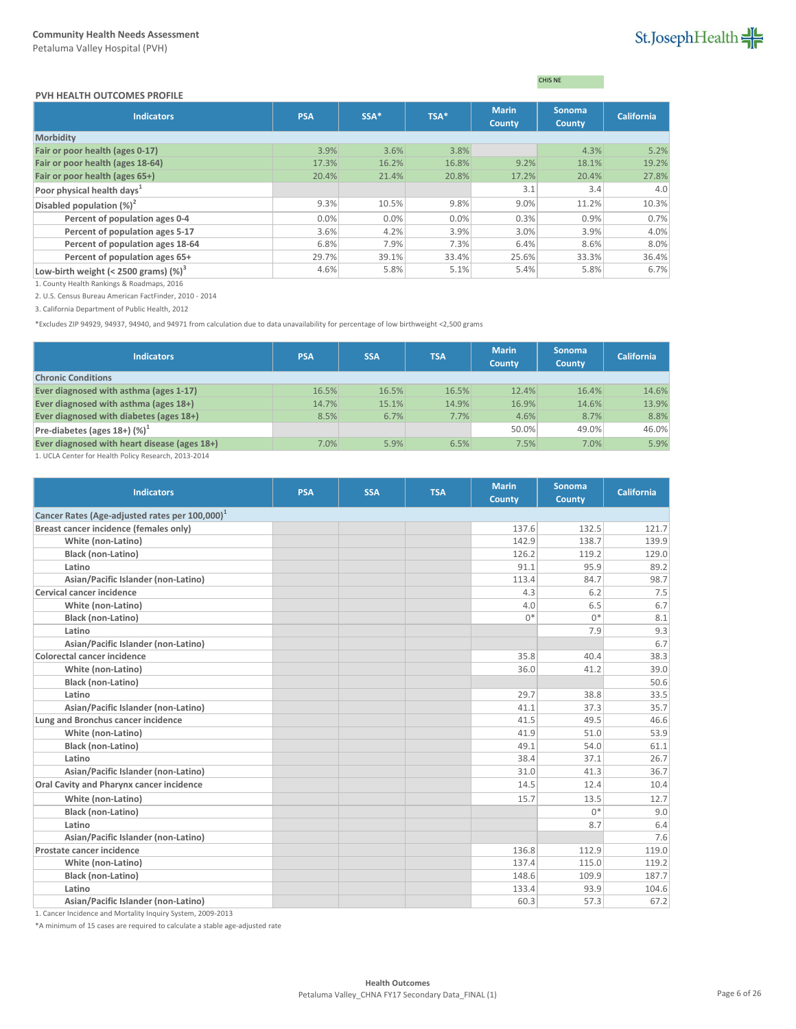CHIS NE

## PVH HEALTH OUTCOMES PROFILE

| Indicators | PSA | SSA* | TSA* | Marin County | Sonoma County | California |
|---|---|---|---|---|---|---|
| **Morbidity** | | | | | | |
| **Fair or poor health (ages 0-17)** | 3.9% | 3.6% | 3.8% | | 4.3% | 5.2% |
| **Fair or poor health (ages 18-64)** | 17.3% | 16.2% | 16.8% | 9.2% | 18.1% | 19.2% |
| **Fair or poor health (ages 65+)** | 20.4% | 21.4% | 20.8% | 17.2% | 20.4% | 27.8% |
| **Poor physical health days**[1] | | | | 3.1 | 3.4 | 4.0 |
| **Disabled population (%)**[2] | 9.3% | 10.5% | 9.8% | 9.0% | 11.2% | 10.3% |
| **Percent of population ages 0-4** | 0.0% | 0.0% | 0.0% | 0.3% | 0.9% | 0.7% |
| **Percent of population ages 5-17** | 3.6% | 4.2% | 3.9% | 3.0% | 3.9% | 4.0% |
| **Percent of population ages 18-64** | 6.8% | 7.9% | 7.3% | 6.4% | 8.6% | 8.0% |
| **Percent of population ages 65+** | 29.7% | 39.1% | 33.4% | 25.6% | 33.3% | 36.4% |
| **Low-birth weight (< 2500 grams) (%)**[3] | 4.6% | 5.8% | 5.1% | 5.4% | 5.8% | 6.7% |

1. County Health Rankings & Roadmaps, 2016

2. U.S. Census Bureau American FactFinder, 2010 - 2014

3. California Department of Public Health, 2012

*Excludes ZIP 94929, 94937, 94940, and 94971 from calculation due to data unavailability for percentage of low birthweight <2,500 grams

| Indicators | PSA | SSA | TSA | Marin County | Sonoma County | California |
|---|---|---|---|---|---|---|
| **Chronic Conditions** | | | | | | |
| **Ever diagnosed with asthma (ages 1-17)** | 16.5% | 16.5% | 16.5% | 12.4% | 16.4% | 14.6% |
| **Ever diagnosed with asthma (ages 18+)** | 14.7% | 15.1% | 14.9% | 16.9% | 14.6% | 13.9% |
| **Ever diagnosed with diabetes (ages 18+)** | 8.5% | 6.7% | 7.7% | 4.6% | 8.7% | 8.8% |
| **Pre-diabetes (ages 18+) (%)**[1] | | | | 50.0% | 49.0% | 46.0% |
| **Ever diagnosed with heart disease (ages 18+)** | 7.0% | 5.9% | 6.5% | 7.5% | 7.0% | 5.9% |

1. UCLA Center for Health Policy Research, 2013-2014

| Indicators | PSA | SSA | TSA | Marin County | Sonoma County | California |
|---|---|---|---|---|---|---|
| **Cancer Rates (Age-adjusted rates per 100,000)**[1] | | | | | | |
| **Breast cancer incidence (females only)** | | | | 137.6 | 132.5 | 121.7 |
| **White (non-Latino)** | | | | 142.9 | 138.7 | 139.9 |
| **Black (non-Latino)** | | | | 126.2 | 119.2 | 129.0 |
| **Latino** | | | | 91.1 | 95.9 | 89.2 |
| **Asian/Pacific Islander (non-Latino)** | | | | 113.4 | 84.7 | 98.7 |
| **Cervical cancer incidence** | | | | 4.3 | 6.2 | 7.5 |
| **White (non-Latino)** | | | | 4.0 | 6.5 | 6.7 |
| **Black (non-Latino)** | | | | 0* | 0* | 8.1 |
| **Latino** | | | | | 7.9 | 9.3 |
| **Asian/Pacific Islander (non-Latino)** | | | | | | 6.7 |
| **Colorectal cancer incidence** | | | | 35.8 | 40.4 | 38.3 |
| **White (non-Latino)** | | | | 36.0 | 41.2 | 39.0 |
| **Black (non-Latino)** | | | | | | 50.6 |
| **Latino** | | | | 29.7 | 38.8 | 33.5 |
| **Asian/Pacific Islander (non-Latino)** | | | | 41.1 | 37.3 | 35.7 |
| **Lung and Bronchus cancer incidence** | | | | 41.5 | 49.5 | 46.6 |
| **White (non-Latino)** | | | | 41.9 | 51.0 | 53.9 |
| **Black (non-Latino)** | | | | 49.1 | 54.0 | 61.1 |
| **Latino** | | | | 38.4 | 37.1 | 26.7 |
| **Asian/Pacific Islander (non-Latino)** | | | | 31.0 | 41.3 | 36.7 |
| **Oral Cavity and Pharynx cancer incidence** | | | | 14.5 | 12.4 | 10.4 |
| **White (non-Latino)** | | | | 15.7 | 13.5 | 12.7 |
| **Black (non-Latino)** | | | | | 0* | 9.0 |
| **Latino** | | | | | 8.7 | 6.4 |
| **Asian/Pacific Islander (non-Latino)** | | | | | | 7.6 |
| **Prostate cancer incidence** | | | | 136.8 | 112.9 | 119.0 |
| **White (non-Latino)** | | | | 137.4 | 115.0 | 119.2 |
| **Black (non-Latino)** | | | | 148.6 | 109.9 | 187.7 |
| **Latino** | | | | 133.4 | 93.9 | 104.6 |
| **Asian/Pacific Islander (non-Latino)** | | | | 60.3 | 57.3 | 67.2 |

1. Cancer Incidence and Mortality Inquiry System, 2009-2013

*A minimum of 15 cases are required to calculate a stable age-adjusted rate

Health Outcomes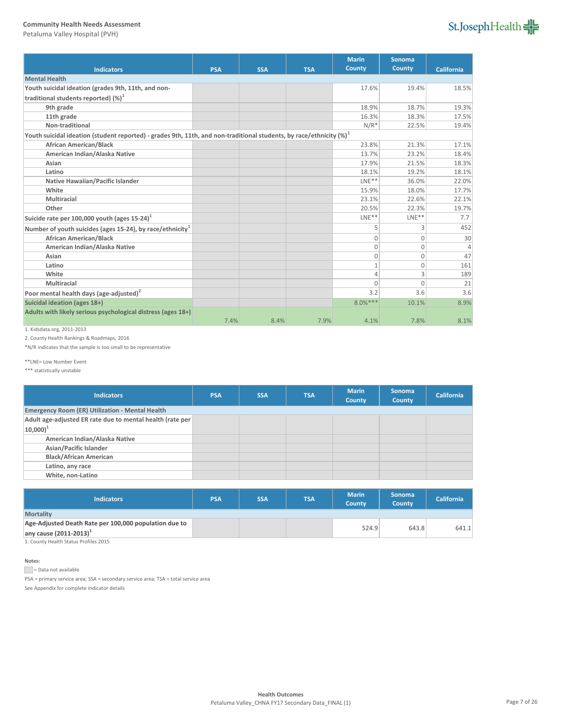Community Health Needs Assessment
Petaluma Valley Hospital (PVH)

| Indicators | PSA | SSA | TSA | Marin County | Sonoma County | California |
|---|---|---|---|---|---|---|
| **Mental Health** | | | | | | |
| Youth suicidal ideation (grades 9th, 11th, and non-traditional students reported) (%)[1] | | | | 17.6% | 19.4% | 18.5% |
| 9th grade | | | | 18.9% | 18.7% | 19.3% |
| 11th grade | | | | 16.3% | 18.3% | 17.5% |
| Non-traditional | | | | N/R* | 22.5% | 19.4% |
| Youth suicidal ideation (student reported) - grades 9th, 11th, and non-traditional students, by race/ethnicity (%)[1] | | | | | | |
| African American/Black | | | | 23.8% | 21.3% | 17.1% |
| American Indian/Alaska Native | | | | 13.7% | 23.2% | 18.4% |
| Asian | | | | 17.9% | 21.5% | 18.3% |
| Latino | | | | 18.1% | 19.2% | 18.1% |
| Native Hawaiian/Pacific Islander | | | | LNE** | 36.0% | 22.0% |
| White | | | | 15.9% | 18.0% | 17.7% |
| Multiracial | | | | 23.1% | 22.6% | 22.1% |
| Other | | | | 20.5% | 22.3% | 19.7% |
| Suicide rate per 100,000 youth (ages 15-24)[1] | | | | LNE** | LNE** | 7.7 |
| Number of youth suicides (ages 15-24), by race/ethnicity[1] | | | | 5 | 3 | 452 |
| African American/Black | | | | 0 | 0 | 30 |
| American Indian/Alaska Native | | | | 0 | 0 | 4 |
| Asian | | | | 0 | 0 | 47 |
| Latino | | | | 1 | 0 | 161 |
| White | | | | 4 | 3 | 189 |
| Multiracial | | | | 0 | 0 | 21 |
| Poor mental health days (age-adjusted)[2] | | | | 3.2 | 3.6 | 3.6 |
| Suicidal ideation (ages 18+) | | | | 8.0%*** | 10.1% | 8.9% |
| Adults with likely serious psychological distress (ages 18+) | 7.4% | 8.4% | 7.9% | 4.1% | 7.8% | 8.1% |

1. Kidsdata.org, 2011-2013

2. County Health Rankings & Roadmaps, 2016

*N/R indicates that the sample is too small to be representative

**LNE= Low Number Event

*** statistically unstable

| Indicators | PSA | SSA | TSA | Marin County | Sonoma County | California |
|---|---|---|---|---|---|---|
| **Emergency Room (ER) Utilization - Mental Health** | | | | | | |
| Adult age-adjusted ER rate due to mental health (rate per 10,000)[1] | | | | | | |
| American Indian/Alaska Native | | | | | | |
| Asian/Pacific Islander | | | | | | |
| Black/African American | | | | | | |
| Latino, any race | | | | | | |
| White, non-Latino | | | | | | |

| Indicators | PSA | SSA | TSA | Marin County | Sonoma County | California |
|---|---|---|---|---|---|---|
| **Mortality** | | | | | | |
| Age-Adjusted Death Rate per 100,000 population due to any cause (2011-2013)[1] | | | | 524.9 | 643.8 | 641.1 |

1. County Health Status Profiles 2015

**Notes:**

[shaded] = Data not available

PSA = primary service area; SSA = secondary service area; TSA = total service area

See Appendix for complete indicator details

Health Outcomes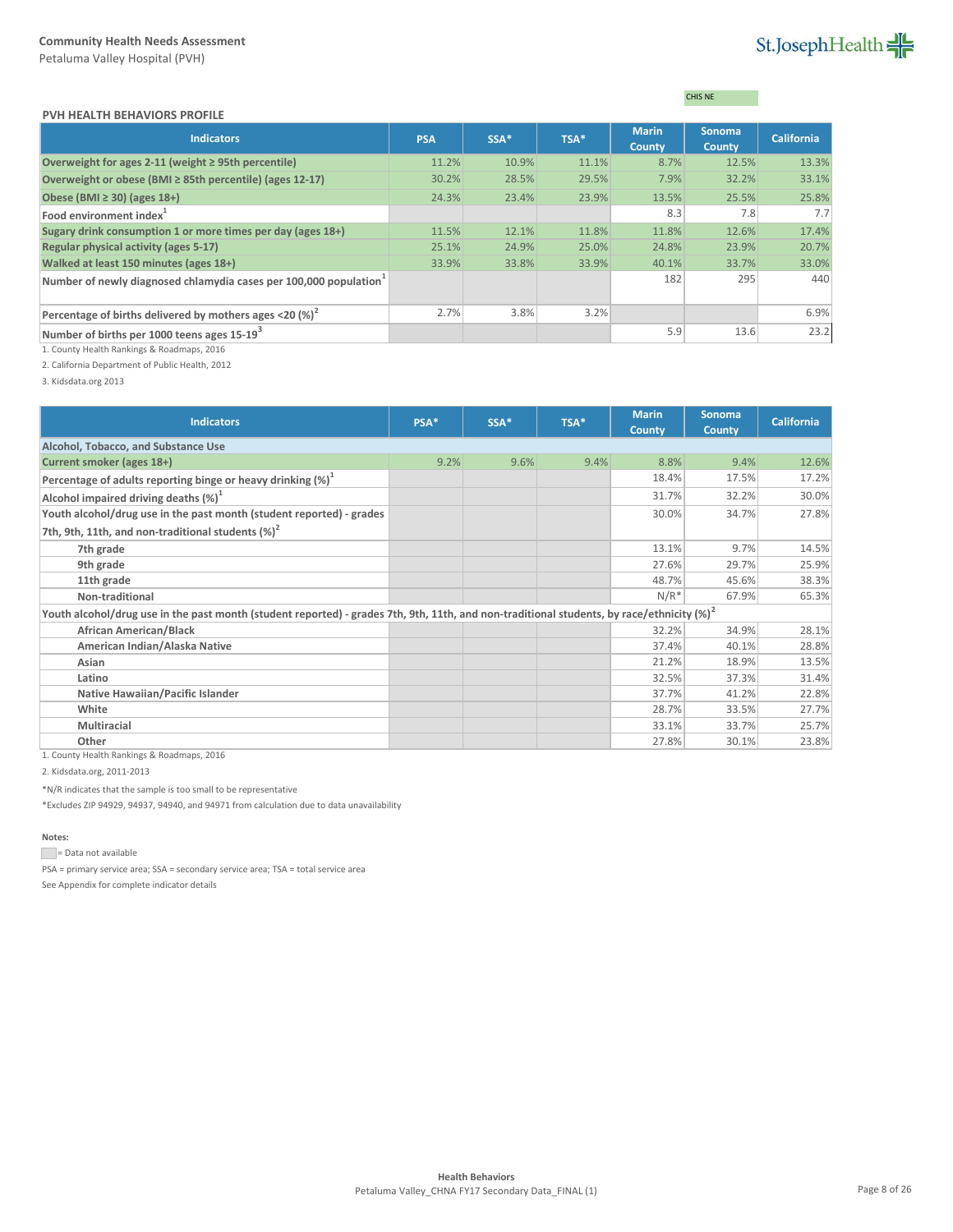CHIS NE

### PVH HEALTH BEHAVIORS PROFILE

| Indicators | PSA | SSA* | TSA* | Marin County | Sonoma County | California |
|---|---|---|---|---|---|---|
| Overweight for ages 2-11 (weight ≥ 95th percentile) | 11.2% | 10.9% | 11.1% | 8.7% | 12.5% | 13.3% |
| Overweight or obese (BMI ≥ 85th percentile) (ages 12-17) | 30.2% | 28.5% | 29.5% | 7.9% | 32.2% | 33.1% |
| Obese (BMI ≥ 30) (ages 18+) | 24.3% | 23.4% | 23.9% | 13.5% | 25.5% | 25.8% |
| Food environment index[1] | | | | 8.3 | 7.8 | 7.7 |
| Sugary drink consumption 1 or more times per day (ages 18+) | 11.5% | 12.1% | 11.8% | 11.8% | 12.6% | 17.4% |
| Regular physical activity (ages 5-17) | 25.1% | 24.9% | 25.0% | 24.8% | 23.9% | 20.7% |
| Walked at least 150 minutes (ages 18+) | 33.9% | 33.8% | 33.9% | 40.1% | 33.7% | 33.0% |
| Number of newly diagnosed chlamydia cases per 100,000 population[1] | | | | 182 | 295 | 440 |
| Percentage of births delivered by mothers ages <20 (%)[2] | 2.7% | 3.8% | 3.2% | | | 6.9% |
| Number of births per 1000 teens ages 15-19[3] | | | | 5.9 | 13.6 | 23.2 |

1. County Health Rankings & Roadmaps, 2016

2. California Department of Public Health, 2012

3. Kidsdata.org 2013

| Indicators | PSA* | SSA* | TSA* | Marin County | Sonoma County | California |
|---|---|---|---|---|---|---|
| **Alcohol, Tobacco, and Substance Use** | | | | | | |
| Current smoker (ages 18+) | 9.2% | 9.6% | 9.4% | 8.8% | 9.4% | 12.6% |
| Percentage of adults reporting binge or heavy drinking (%)[1] | | | | 18.4% | 17.5% | 17.2% |
| Alcohol impaired driving deaths (%)[1] | | | | 31.7% | 32.2% | 30.0% |
| Youth alcohol/drug use in the past month (student reported) - grades 7th, 9th, 11th, and non-traditional students (%)[2] | | | | 30.0% | 34.7% | 27.8% |
| 7th grade | | | | 13.1% | 9.7% | 14.5% |
| 9th grade | | | | 27.6% | 29.7% | 25.9% |
| 11th grade | | | | 48.7% | 45.6% | 38.3% |
| Non-traditional | | | | N/R* | 67.9% | 65.3% |
| Youth alcohol/drug use in the past month (student reported) - grades 7th, 9th, 11th, and non-traditional students, by race/ethnicity (%)[2] | | | | | | |
| African American/Black | | | | 32.2% | 34.9% | 28.1% |
| American Indian/Alaska Native | | | | 37.4% | 40.1% | 28.8% |
| Asian | | | | 21.2% | 18.9% | 13.5% |
| Latino | | | | 32.5% | 37.3% | 31.4% |
| Native Hawaiian/Pacific Islander | | | | 37.7% | 41.2% | 22.8% |
| White | | | | 28.7% | 33.5% | 27.7% |
| Multiracial | | | | 33.1% | 33.7% | 25.7% |
| Other | | | | 27.8% | 30.1% | 23.8% |

1. County Health Rankings & Roadmaps, 2016

2. Kidsdata.org, 2011-2013

*N/R indicates that the sample is too small to be representative

*Excludes ZIP 94929, 94937, 94940, and 94971 from calculation due to data unavailability

**Notes:**

(gray cell) = Data not available

PSA = primary service area; SSA = secondary service area; TSA = total service area

See Appendix for complete indicator details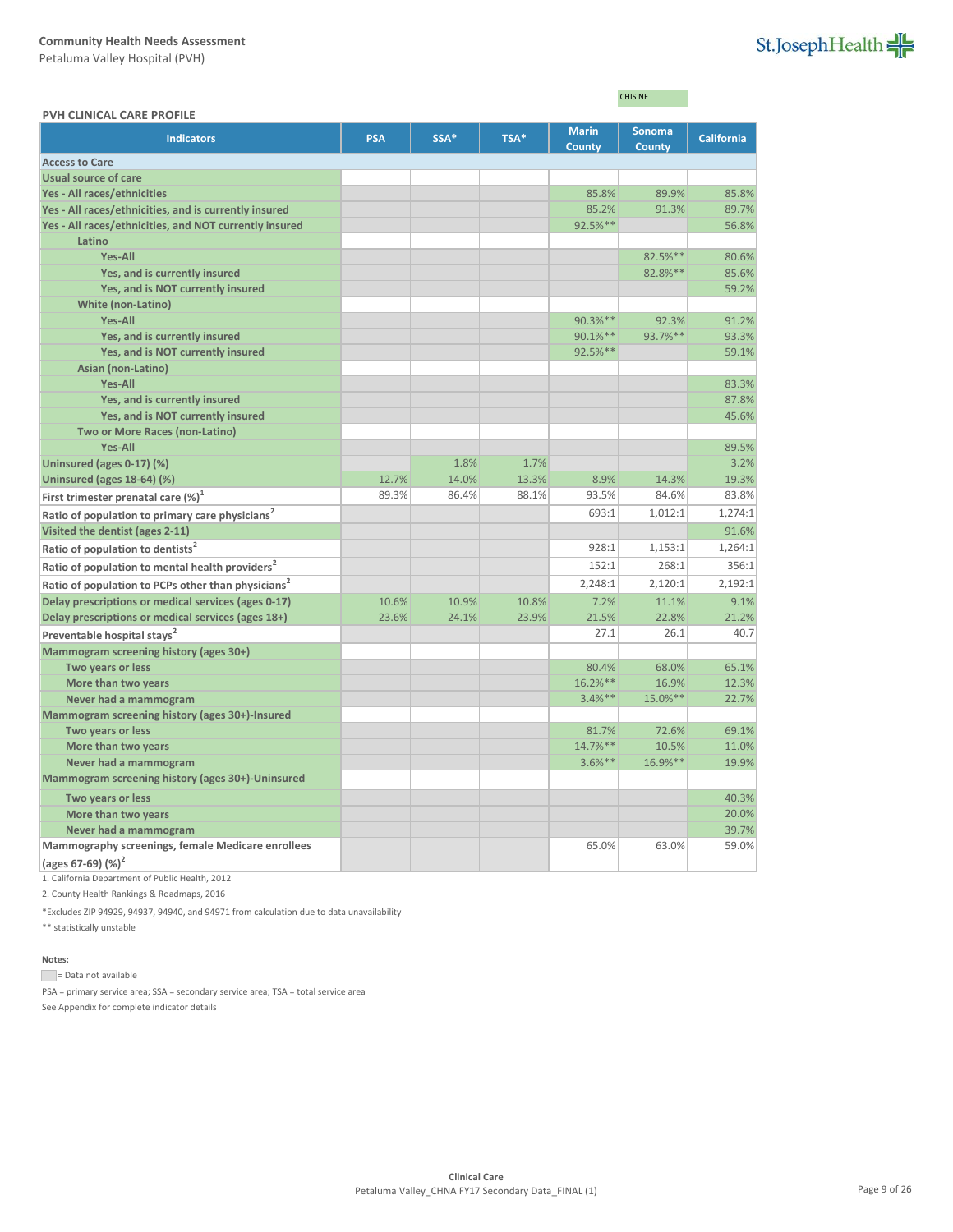Community Health Needs Assessment
Petaluma Valley Hospital (PVH)

CHIS NE

**PVH CLINICAL CARE PROFILE**

| Indicators | PSA | SSA* | TSA* | Marin County | Sonoma County | California |
|---|---|---|---|---|---|---|
| **Access to Care** | | | | | | |
| Usual source of care | | | | | | |
| Yes - All races/ethnicities | | | | 85.8% | 89.9% | 85.8% |
| Yes - All races/ethnicities, and is currently insured | | | | 85.2% | 91.3% | 89.7% |
| Yes - All races/ethnicities, and NOT currently insured | | | | 92.5%** | | 56.8% |
| Latino | | | | | | |
| Yes-All | | | | | 82.5%** | 80.6% |
| Yes, and is currently insured | | | | | 82.8%** | 85.6% |
| Yes, and is NOT currently insured | | | | | | 59.2% |
| White (non-Latino) | | | | | | |
| Yes-All | | | | 90.3%** | 92.3% | 91.2% |
| Yes, and is currently insured | | | | 90.1%** | 93.7%** | 93.3% |
| Yes, and is NOT currently insured | | | | 92.5%** | | 59.1% |
| Asian (non-Latino) | | | | | | |
| Yes-All | | | | | | 83.3% |
| Yes, and is currently insured | | | | | | 87.8% |
| Yes, and is NOT currently insured | | | | | | 45.6% |
| Two or More Races (non-Latino) | | | | | | |
| Yes-All | | | | | | 89.5% |
| Uninsured (ages 0-17) (%) | | 1.8% | 1.7% | | | 3.2% |
| Uninsured (ages 18-64) (%) | 12.7% | 14.0% | 13.3% | 8.9% | 14.3% | 19.3% |
| First trimester prenatal care (%)[1] | 89.3% | 86.4% | 88.1% | 93.5% | 84.6% | 83.8% |
| Ratio of population to primary care physicians[2] | | | | 693:1 | 1,012:1 | 1,274:1 |
| Visited the dentist (ages 2-11) | | | | | | 91.6% |
| Ratio of population to dentists[2] | | | | 928:1 | 1,153:1 | 1,264:1 |
| Ratio of population to mental health providers[2] | | | | 152:1 | 268:1 | 356:1 |
| Ratio of population to PCPs other than physicians[2] | | | | 2,248:1 | 2,120:1 | 2,192:1 |
| Delay prescriptions or medical services (ages 0-17) | 10.6% | 10.9% | 10.8% | 7.2% | 11.1% | 9.1% |
| Delay prescriptions or medical services (ages 18+) | 23.6% | 24.1% | 23.9% | 21.5% | 22.8% | 21.2% |
| Preventable hospital stays[2] | | | | 27.1 | 26.1 | 40.7 |
| Mammogram screening history (ages 30+) | | | | | | |
| Two years or less | | | | 80.4% | 68.0% | 65.1% |
| More than two years | | | | 16.2%** | 16.9% | 12.3% |
| Never had a mammogram | | | | 3.4%** | 15.0%** | 22.7% |
| Mammogram screening history (ages 30+)-Insured | | | | | | |
| Two years or less | | | | 81.7% | 72.6% | 69.1% |
| More than two years | | | | 14.7%** | 10.5% | 11.0% |
| Never had a mammogram | | | | 3.6%** | 16.9%** | 19.9% |
| Mammogram screening history (ages 30+)-Uninsured | | | | | | |
| Two years or less | | | | | | 40.3% |
| More than two years | | | | | | 20.0% |
| Never had a mammogram | | | | | | 39.7% |
| Mammography screenings, female Medicare enrollees (ages 67-69) (%)[2] | | | | 65.0% | 63.0% | 59.0% |

1. California Department of Public Health, 2012

2. County Health Rankings & Roadmaps, 2016

*Excludes ZIP 94929, 94937, 94940, and 94971 from calculation due to data unavailability

** statistically unstable

**Notes:**

= Data not available

PSA = primary service area; SSA = secondary service area; TSA = total service area

See Appendix for complete indicator details

Clinical Care
Petaluma Valley_CHNA FY17 Secondary Data_FINAL (1)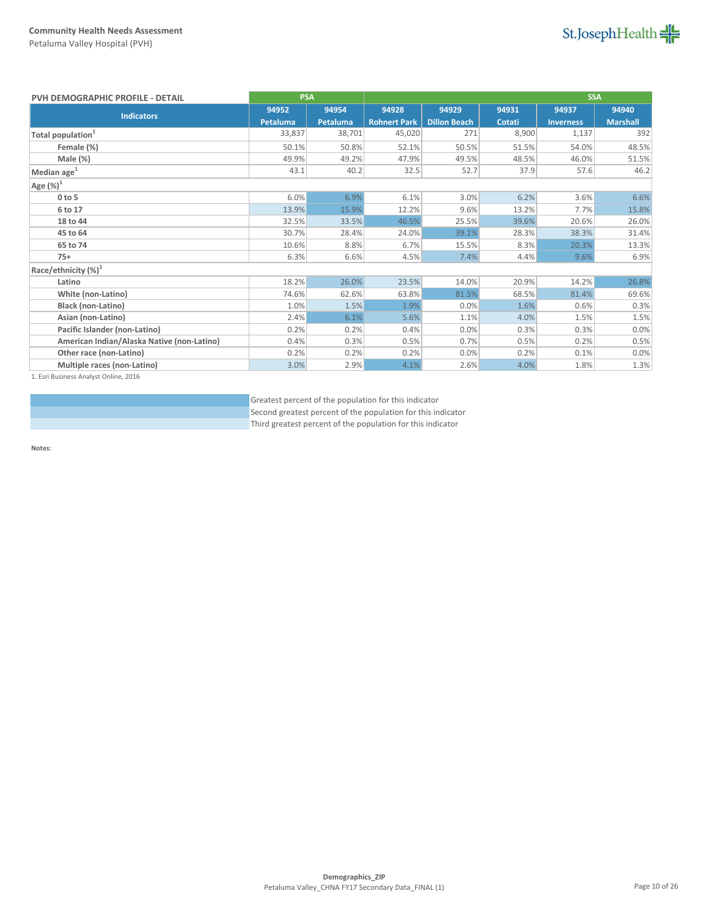## PVH DEMOGRAPHIC PROFILE - DETAIL

| Indicators | PSA | | SSA | | | | |
|---|---|---|---|---|---|---|---|
| | 94952 Petaluma | 94954 Petaluma | 94928 Rohnert Park | 94929 Dillon Beach | 94931 Cotati | 94937 Inverness | 94940 Marshall |
| **Total population**[1] | 33,837 | 38,701 | 45,020 | 271 | 8,900 | 1,137 | 392 |
| **Female (%)** | 50.1% | 50.8% | 52.1% | 50.5% | 51.5% | 54.0% | 48.5% |
| **Male (%)** | 49.9% | 49.2% | 47.9% | 49.5% | 48.5% | 46.0% | 51.5% |
| **Median age**[1] | 43.1 | 40.2 | 32.5 | 52.7 | 37.9 | 57.6 | 46.2 |
| **Age (%)**[1] | | | | | | | |
| **0 to 5** | 6.0% | 6.9% | 6.1% | 3.0% | 6.2% | 3.6% | 6.6% |
| **6 to 17** | 13.9% | 15.9% | 12.2% | 9.6% | 13.2% | 7.7% | 15.8% |
| **18 to 44** | 32.5% | 33.5% | 46.5% | 25.5% | 39.6% | 20.6% | 26.0% |
| **45 to 64** | 30.7% | 28.4% | 24.0% | 39.1% | 28.3% | 38.3% | 31.4% |
| **65 to 74** | 10.6% | 8.8% | 6.7% | 15.5% | 8.3% | 20.3% | 13.3% |
| **75+** | 6.3% | 6.6% | 4.5% | 7.4% | 4.4% | 9.6% | 6.9% |
| **Race/ethnicity (%)**[1] | | | | | | | |
| **Latino** | 18.2% | 26.0% | 23.5% | 14.0% | 20.9% | 14.2% | 26.8% |
| **White (non-Latino)** | 74.6% | 62.6% | 63.8% | 81.5% | 68.5% | 81.4% | 69.6% |
| **Black (non-Latino)** | 1.0% | 1.5% | 1.9% | 0.0% | 1.6% | 0.6% | 0.3% |
| **Asian (non-Latino)** | 2.4% | 6.1% | 5.6% | 1.1% | 4.0% | 1.5% | 1.5% |
| **Pacific Islander (non-Latino)** | 0.2% | 0.2% | 0.4% | 0.0% | 0.3% | 0.3% | 0.0% |
| **American Indian/Alaska Native (non-Latino)** | 0.4% | 0.3% | 0.5% | 0.7% | 0.5% | 0.2% | 0.5% |
| **Other race (non-Latino)** | 0.2% | 0.2% | 0.2% | 0.0% | 0.2% | 0.1% | 0.0% |
| **Multiple races (non-Latino)** | 3.0% | 2.9% | 4.1% | 2.6% | 4.0% | 1.8% | 1.3% |

1. Esri Business Analyst Online, 2016

| Legend | |
|---|---|
| (darkest shading) | Greatest percent of the population for this indicator |
| (medium shading) | Second greatest percent of the population for this indicator |
| (lightest shading) | Third greatest percent of the population for this indicator |

**Notes:**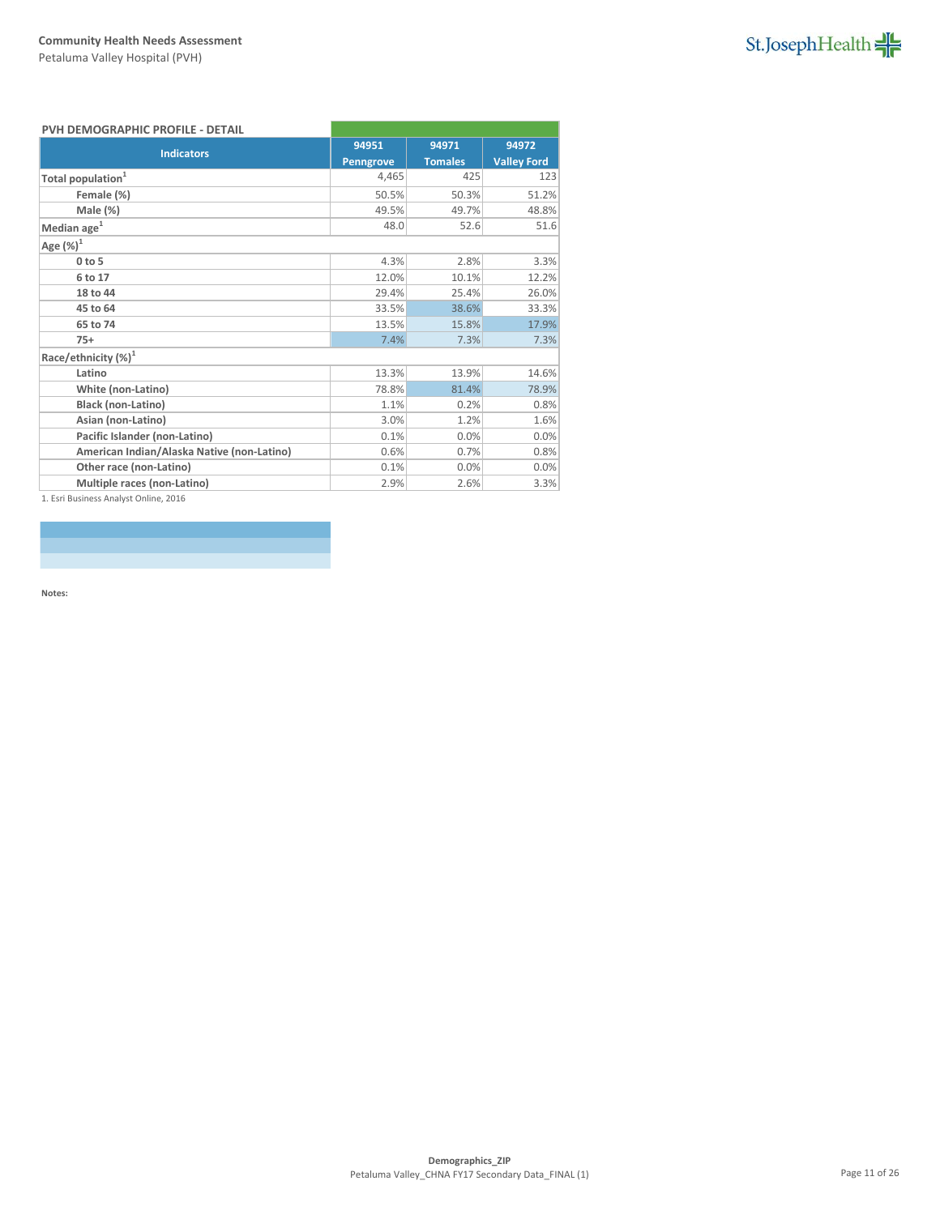## PVH DEMOGRAPHIC PROFILE - DETAIL

| Indicators | 94951 Penngrove | 94971 Tomales | 94972 Valley Ford |
|---|---|---|---|
| **Total population**[1] | 4,465 | 425 | 123 |
| Female (%) | 50.5% | 50.3% | 51.2% |
| Male (%) | 49.5% | 49.7% | 48.8% |
| **Median age**[1] | 48.0 | 52.6 | 51.6 |
| **Age (%)**[1] | | | |
| 0 to 5 | 4.3% | 2.8% | 3.3% |
| 6 to 17 | 12.0% | 10.1% | 12.2% |
| 18 to 44 | 29.4% | 25.4% | 26.0% |
| 45 to 64 | 33.5% | 38.6% | 33.3% |
| 65 to 74 | 13.5% | 15.8% | 17.9% |
| 75+ | 7.4% | 7.3% | 7.3% |
| **Race/ethnicity (%)**[1] | | | |
| Latino | 13.3% | 13.9% | 14.6% |
| White (non-Latino) | 78.8% | 81.4% | 78.9% |
| Black (non-Latino) | 1.1% | 0.2% | 0.8% |
| Asian (non-Latino) | 3.0% | 1.2% | 1.6% |
| Pacific Islander (non-Latino) | 0.1% | 0.0% | 0.0% |
| American Indian/Alaska Native (non-Latino) | 0.6% | 0.7% | 0.8% |
| Other race (non-Latino) | 0.1% | 0.0% | 0.0% |
| Multiple races (non-Latino) | 2.9% | 2.6% | 3.3% |

1. Esri Business Analyst Online, 2016

**Notes:**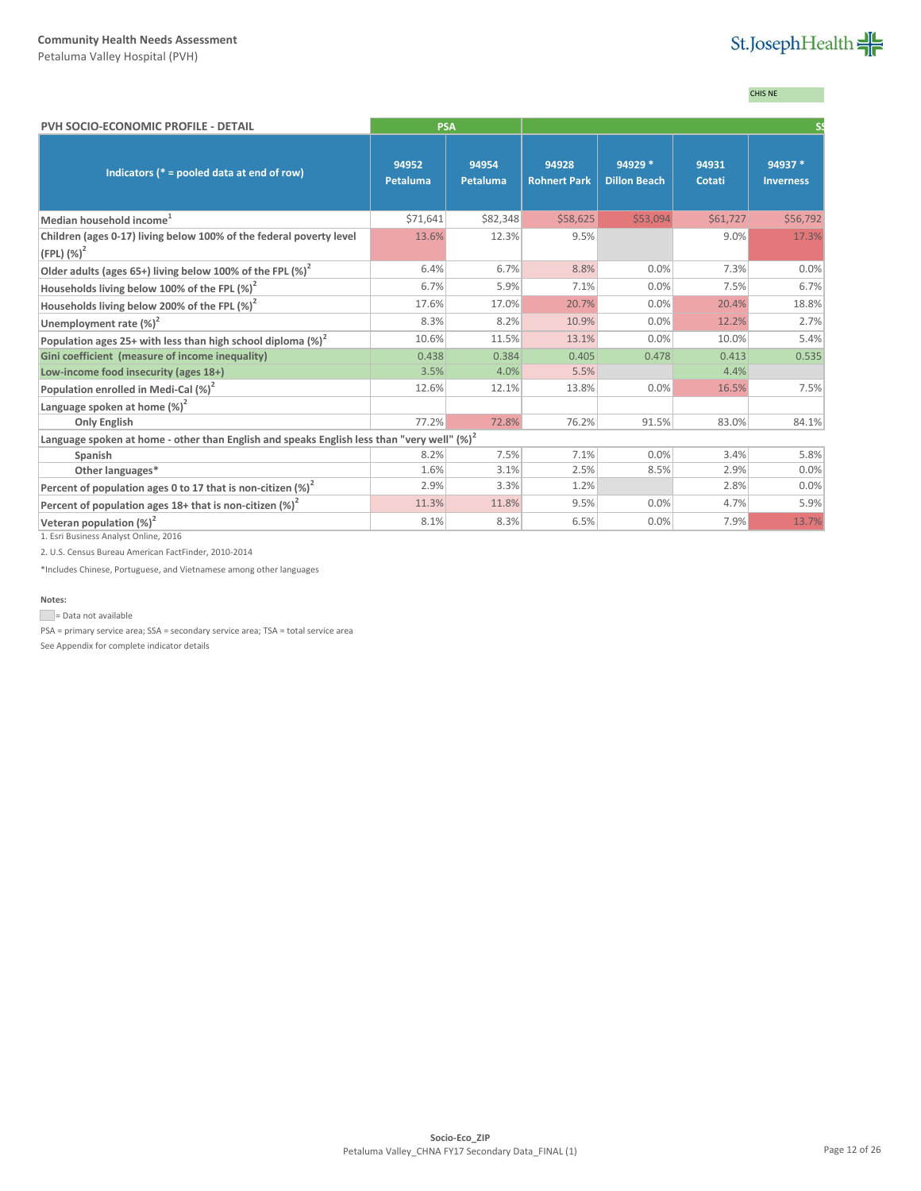**Community Health Needs Assessment**
Petaluma Valley Hospital (PVH)

CHIS NE

| PVH SOCIO-ECONOMIC PROFILE - DETAIL | PSA | | SS | | | |
|---|---|---|---|---|---|---|
| Indicators (* = pooled data at end of row) | 94952 Petaluma | 94954 Petaluma | 94928 Rohnert Park | 94929 * Dillon Beach | 94931 Cotati | 94937 * Inverness |
| Median household income[1] | $71,641 | $82,348 | $58,625 | $53,094 | $61,727 | $56,792 |
| Children (ages 0-17) living below 100% of the federal poverty level (FPL) (%)[2] | 13.6% | 12.3% | 9.5% | | 9.0% | 17.3% |
| Older adults (ages 65+) living below 100% of the FPL (%)[2] | 6.4% | 6.7% | 8.8% | 0.0% | 7.3% | 0.0% |
| Households living below 100% of the FPL (%)[2] | 6.7% | 5.9% | 7.1% | 0.0% | 7.5% | 6.7% |
| Households living below 200% of the FPL (%)[2] | 17.6% | 17.0% | 20.7% | 0.0% | 20.4% | 18.8% |
| Unemployment rate (%)[2] | 8.3% | 8.2% | 10.9% | 0.0% | 12.2% | 2.7% |
| Population ages 25+ with less than high school diploma (%)[2] | 10.6% | 11.5% | 13.1% | 0.0% | 10.0% | 5.4% |
| Gini coefficient (measure of income inequality) | 0.438 | 0.384 | 0.405 | 0.478 | 0.413 | 0.535 |
| Low-income food insecurity (ages 18+) | 3.5% | 4.0% | 5.5% | | 4.4% | |
| Population enrolled in Medi-Cal (%)[2] | 12.6% | 12.1% | 13.8% | 0.0% | 16.5% | 7.5% |
| Language spoken at home (%)[2] | | | | | | |
| Only English | 77.2% | 72.8% | 76.2% | 91.5% | 83.0% | 84.1% |
| Language spoken at home - other than English and speaks English less than "very well" (%)[2] | | | | | | |
| Spanish | 8.2% | 7.5% | 7.1% | 0.0% | 3.4% | 5.8% |
| Other languages* | 1.6% | 3.1% | 2.5% | 8.5% | 2.9% | 0.0% |
| Percent of population ages 0 to 17 that is non-citizen (%)[2] | 2.9% | 3.3% | 1.2% | | 2.8% | 0.0% |
| Percent of population ages 18+ that is non-citizen (%)[2] | 11.3% | 11.8% | 9.5% | 0.0% | 4.7% | 5.9% |
| Veteran population (%)[2] | 8.1% | 8.3% | 6.5% | 0.0% | 7.9% | 13.7% |

1. Esri Business Analyst Online, 2016

2. U.S. Census Bureau American FactFinder, 2010-2014

*Includes Chinese, Portuguese, and Vietnamese among other languages

**Notes:**

= Data not available

PSA = primary service area; SSA = secondary service area; TSA = total service area

See Appendix for complete indicator details

**Socio-Eco_ZIP**

Petaluma Valley_CHNA FY17 Secondary Data_FINAL (1)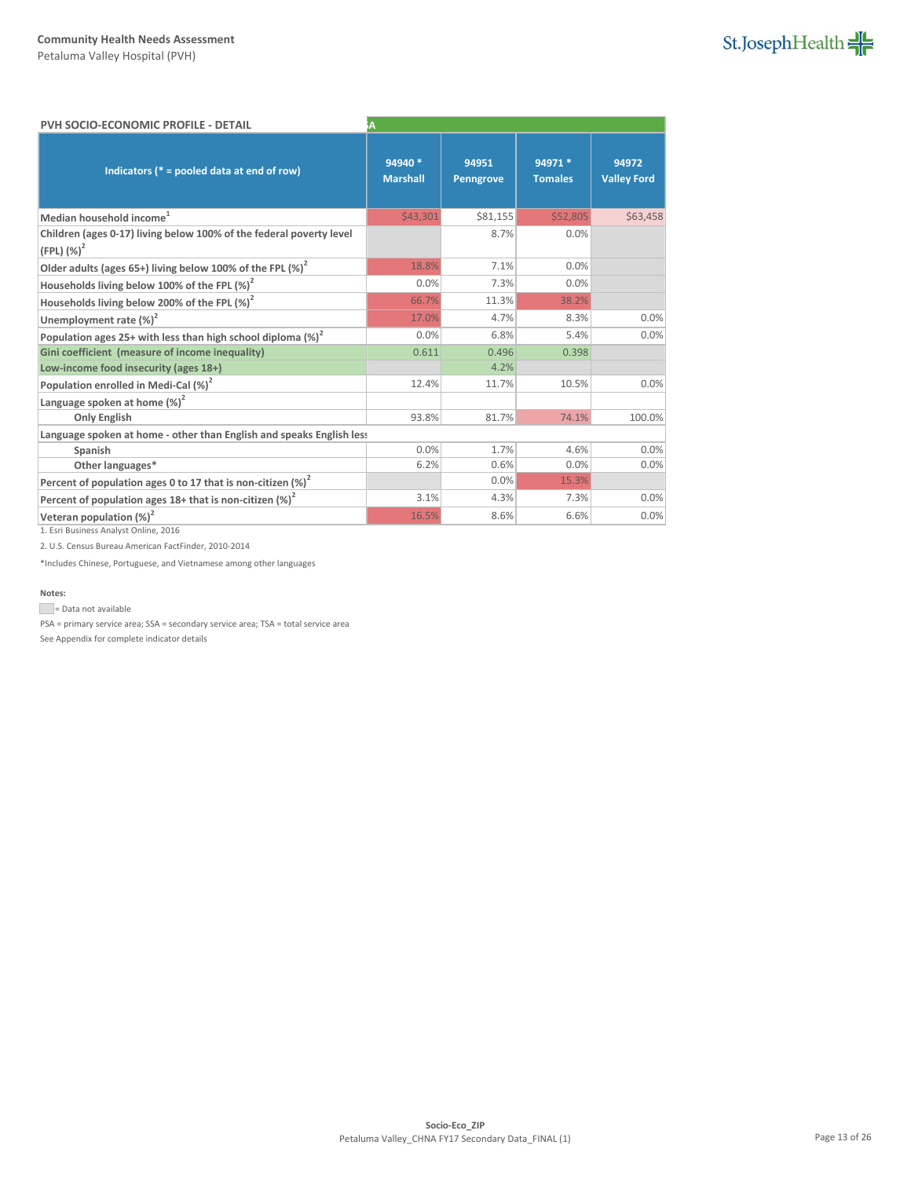**Community Health Needs Assessment**
Petaluma Valley Hospital (PVH)

| PVH SOCIO-ECONOMIC PROFILE - DETAIL | A | | | |
|---|---|---|---|---|
| **Indicators (* = pooled data at end of row)** | **94940 * Marshall** | **94951 Penngrove** | **94971 * Tomales** | **94972 Valley Ford** |
| Median household income[1] | $43,301 | $81,155 | $52,805 | $63,458 |
| Children (ages 0-17) living below 100% of the federal poverty level (FPL) (%)[2] | | 8.7% | 0.0% | |
| Older adults (ages 65+) living below 100% of the FPL (%)[2] | 18.8% | 7.1% | 0.0% | |
| Households living below 100% of the FPL (%)[2] | 0.0% | 7.3% | 0.0% | |
| Households living below 200% of the FPL (%)[2] | 66.7% | 11.3% | 38.2% | |
| Unemployment rate (%)[2] | 17.0% | 4.7% | 8.3% | 0.0% |
| Population ages 25+ with less than high school diploma (%)[2] | 0.0% | 6.8% | 5.4% | 0.0% |
| Gini coefficient (measure of income inequality) | 0.611 | 0.496 | 0.398 | |
| Low-income food insecurity (ages 18+) | | 4.2% | | |
| Population enrolled in Medi-Cal (%)[2] | 12.4% | 11.7% | 10.5% | 0.0% |
| Language spoken at home (%)[2] | | | | |
| Only English | 93.8% | 81.7% | 74.1% | 100.0% |
| Language spoken at home - other than English and speaks English less | | | | |
| Spanish | 0.0% | 1.7% | 4.6% | 0.0% |
| Other languages* | 6.2% | 0.6% | 0.0% | 0.0% |
| Percent of population ages 0 to 17 that is non-citizen (%)[2] | | 0.0% | 15.3% | |
| Percent of population ages 18+ that is non-citizen (%)[2] | 3.1% | 4.3% | 7.3% | 0.0% |
| Veteran population (%)[2] | 16.5% | 8.6% | 6.6% | 0.0% |

1. Esri Business Analyst Online, 2016

2. U.S. Census Bureau American FactFinder, 2010-2014

*Includes Chinese, Portuguese, and Vietnamese among other languages

**Notes:**

(grey) = Data not available

PSA = primary service area; SSA = secondary service area; TSA = total service area

See Appendix for complete indicator details

Socio-Eco_ZIP
Petaluma Valley_CHNA FY17 Secondary Data_FINAL (1)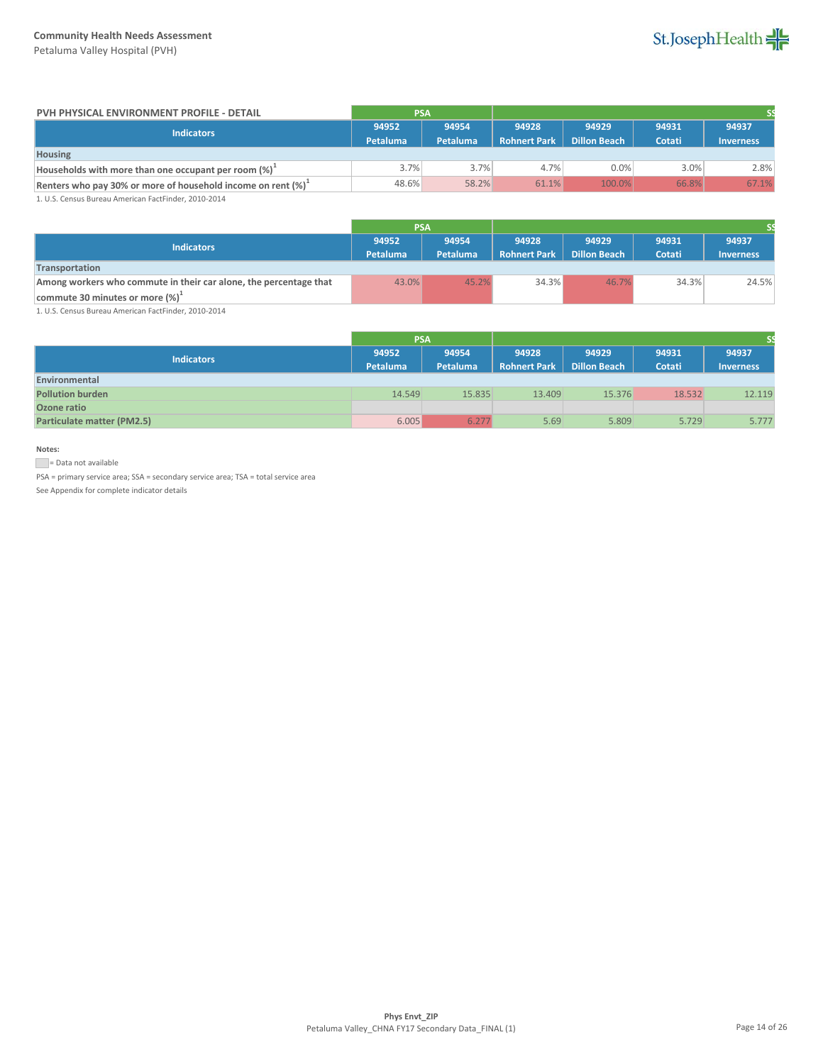## PVH PHYSICAL ENVIRONMENT PROFILE - DETAIL

| Indicators | PSA | | SS | | | |
|---|---|---|---|---|---|---|
| | 94952 Petaluma | 94954 Petaluma | 94928 Rohnert Park | 94929 Dillon Beach | 94931 Cotati | 94937 Inverness |
| **Housing** | | | | | | |
| **Households with more than one occupant per room (%)**[1] | 3.7% | 3.7% | 4.7% | 0.0% | 3.0% | 2.8% |
| **Renters who pay 30% or more of household income on rent (%)**[1] | 48.6% | 58.2% | 61.1% | 100.0% | 66.8% | 67.1% |

1. U.S. Census Bureau American FactFinder, 2010-2014

| Indicators | PSA | | SS | | | |
|---|---|---|---|---|---|---|
| | 94952 Petaluma | 94954 Petaluma | 94928 Rohnert Park | 94929 Dillon Beach | 94931 Cotati | 94937 Inverness |
| **Transportation** | | | | | | |
| **Among workers who commute in their car alone, the percentage that commute 30 minutes or more (%)**[1] | 43.0% | 45.2% | 34.3% | 46.7% | 34.3% | 24.5% |

1. U.S. Census Bureau American FactFinder, 2010-2014

| Indicators | PSA | | SS | | | |
|---|---|---|---|---|---|---|
| | 94952 Petaluma | 94954 Petaluma | 94928 Rohnert Park | 94929 Dillon Beach | 94931 Cotati | 94937 Inverness |
| **Environmental** | | | | | | |
| **Pollution burden** | 14.549 | 15.835 | 13.409 | 15.376 | 18.532 | 12.119 |
| **Ozone ratio** | | | | | | |
| **Particulate matter (PM2.5)** | 6.005 | 6.277 | 5.69 | 5.809 | 5.729 | 5.777 |

**Notes:**

= Data not available

PSA = primary service area; SSA = secondary service area; TSA = total service area

See Appendix for complete indicator details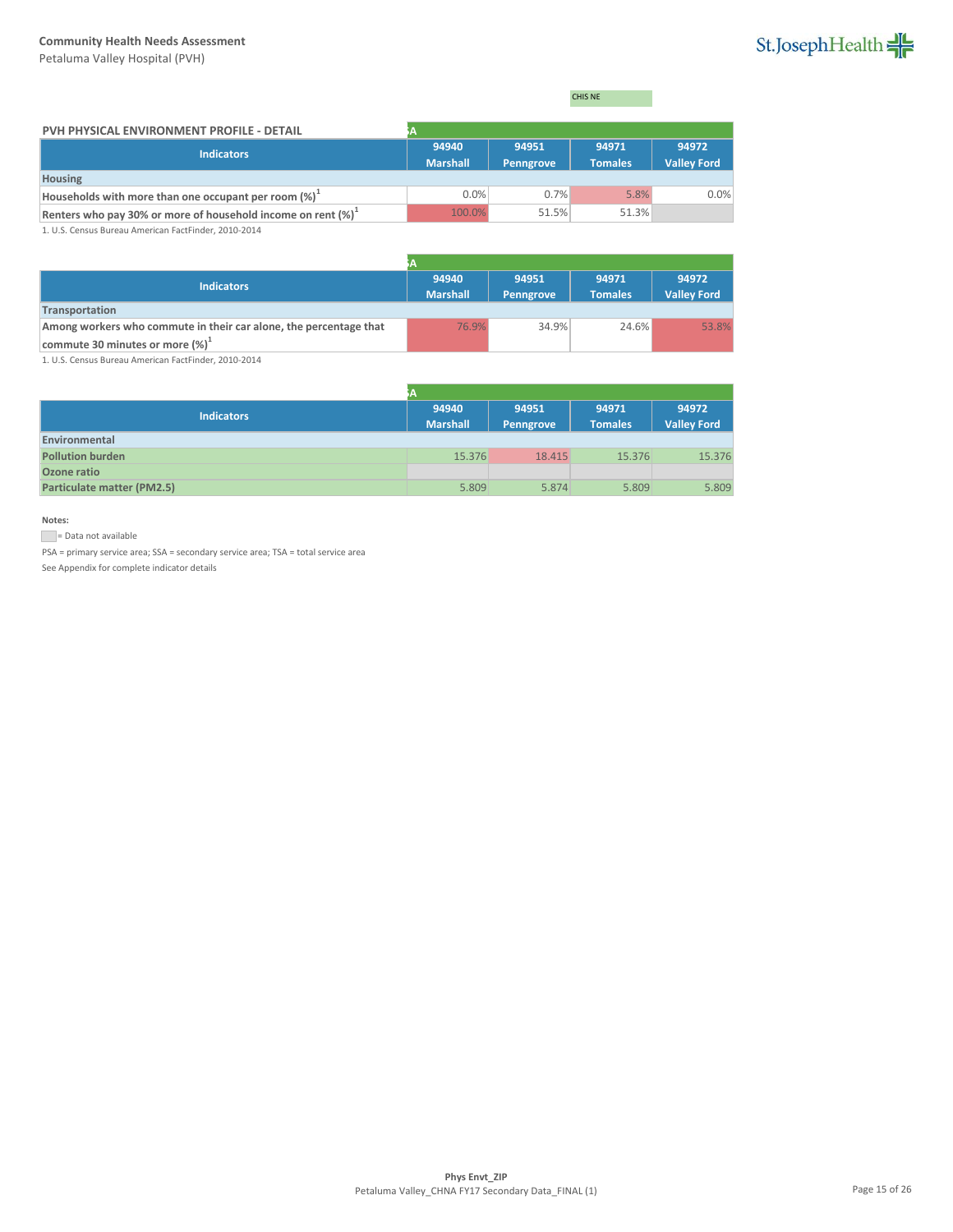CHIS NE

## PVH PHYSICAL ENVIRONMENT PROFILE - DETAIL

| | SA | | | |
|---|---|---|---|---|
| **Indicators** | **94940 Marshall** | **94951 Penngrove** | **94971 Tomales** | **94972 Valley Ford** |
| **Housing** | | | | |
| **Households with more than one occupant per room (%)**[1] | 0.0% | 0.7% | 5.8% | 0.0% |
| **Renters who pay 30% or more of household income on rent (%)**[1] | 100.0% | 51.5% | 51.3% | |

1. U.S. Census Bureau American FactFinder, 2010-2014

| | SA | | | |
|---|---|---|---|---|
| **Indicators** | **94940 Marshall** | **94951 Penngrove** | **94971 Tomales** | **94972 Valley Ford** |
| **Transportation** | | | | |
| **Among workers who commute in their car alone, the percentage that commute 30 minutes or more (%)**[1] | 76.9% | 34.9% | 24.6% | 53.8% |

1. U.S. Census Bureau American FactFinder, 2010-2014

| | SA | | | |
|---|---|---|---|---|
| **Indicators** | **94940 Marshall** | **94951 Penngrove** | **94971 Tomales** | **94972 Valley Ford** |
| **Environmental** | | | | |
| **Pollution burden** | 15.376 | 18.415 | 15.376 | 15.376 |
| **Ozone ratio** | | | | |
| **Particulate matter (PM2.5)** | 5.809 | 5.874 | 5.809 | 5.809 |

**Notes:**

= Data not available

PSA = primary service area; SSA = secondary service area; TSA = total service area

See Appendix for complete indicator details

Phys Envt_ZIP

Petaluma Valley_CHNA FY17 Secondary Data_FINAL (1)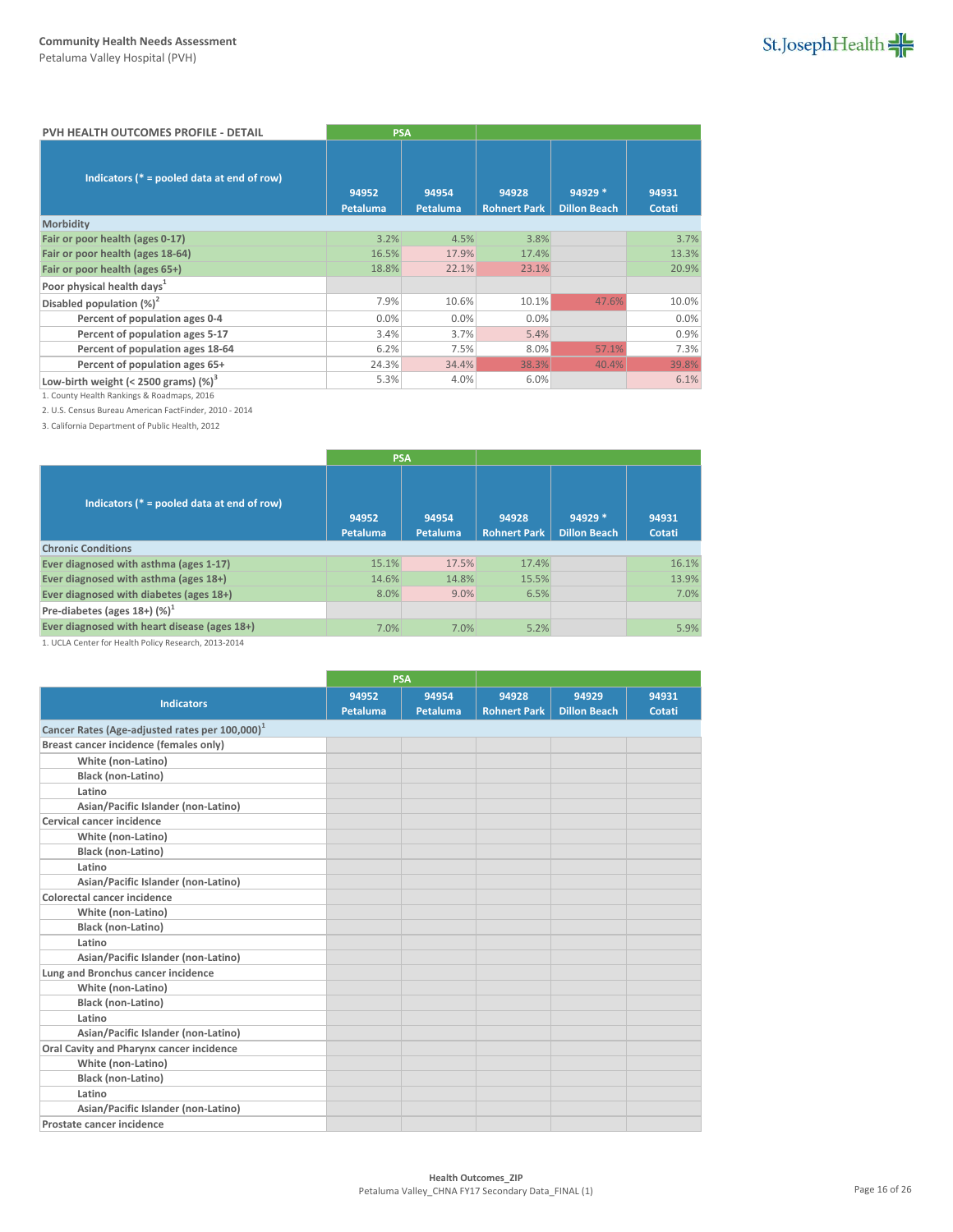Community Health Needs Assessment
Petaluma Valley Hospital (PVH)

**PVH HEALTH OUTCOMES PROFILE - DETAIL**

| Indicators (* = pooled data at end of row) | PSA | | | | |
|---|---|---|---|---|---|
| | 94952 Petaluma | 94954 Petaluma | 94928 Rohnert Park | 94929 * Dillon Beach | 94931 Cotati |
| **Morbidity** | | | | | |
| **Fair or poor health (ages 0-17)** | 3.2% | 4.5% | 3.8% | | 3.7% |
| **Fair or poor health (ages 18-64)** | 16.5% | 17.9% | 17.4% | | 13.3% |
| **Fair or poor health (ages 65+)** | 18.8% | 22.1% | 23.1% | | 20.9% |
| **Poor physical health days**[1] | | | | | |
| **Disabled population (%)**[2] | 7.9% | 10.6% | 10.1% | 47.6% | 10.0% |
| Percent of population ages 0-4 | 0.0% | 0.0% | 0.0% | | 0.0% |
| Percent of population ages 5-17 | 3.4% | 3.7% | 5.4% | | 0.9% |
| Percent of population ages 18-64 | 6.2% | 7.5% | 8.0% | 57.1% | 7.3% |
| Percent of population ages 65+ | 24.3% | 34.4% | 38.3% | 40.4% | 39.8% |
| **Low-birth weight (< 2500 grams) (%)**[3] | 5.3% | 4.0% | 6.0% | | 6.1% |

1. County Health Rankings & Roadmaps, 2016

2. U.S. Census Bureau American FactFinder, 2010 - 2014

3. California Department of Public Health, 2012

| Indicators (* = pooled data at end of row) | PSA | | | | |
|---|---|---|---|---|---|
| | 94952 Petaluma | 94954 Petaluma | 94928 Rohnert Park | 94929 * Dillon Beach | 94931 Cotati |
| **Chronic Conditions** | | | | | |
| **Ever diagnosed with asthma (ages 1-17)** | 15.1% | 17.5% | 17.4% | | 16.1% |
| **Ever diagnosed with asthma (ages 18+)** | 14.6% | 14.8% | 15.5% | | 13.9% |
| **Ever diagnosed with diabetes (ages 18+)** | 8.0% | 9.0% | 6.5% | | 7.0% |
| **Pre-diabetes (ages 18+) (%)**[1] | | | | | |
| **Ever diagnosed with heart disease (ages 18+)** | 7.0% | 7.0% | 5.2% | | 5.9% |

1. UCLA Center for Health Policy Research, 2013-2014

| Indicators | PSA | | | | |
|---|---|---|---|---|---|
| | 94952 Petaluma | 94954 Petaluma | 94928 Rohnert Park | 94929 Dillon Beach | 94931 Cotati |
| **Cancer Rates (Age-adjusted rates per 100,000)**[1] | | | | | |
| **Breast cancer incidence (females only)** | | | | | |
| White (non-Latino) | | | | | |
| Black (non-Latino) | | | | | |
| Latino | | | | | |
| Asian/Pacific Islander (non-Latino) | | | | | |
| **Cervical cancer incidence** | | | | | |
| White (non-Latino) | | | | | |
| Black (non-Latino) | | | | | |
| Latino | | | | | |
| Asian/Pacific Islander (non-Latino) | | | | | |
| **Colorectal cancer incidence** | | | | | |
| White (non-Latino) | | | | | |
| Black (non-Latino) | | | | | |
| Latino | | | | | |
| Asian/Pacific Islander (non-Latino) | | | | | |
| **Lung and Bronchus cancer incidence** | | | | | |
| White (non-Latino) | | | | | |
| Black (non-Latino) | | | | | |
| Latino | | | | | |
| Asian/Pacific Islander (non-Latino) | | | | | |
| **Oral Cavity and Pharynx cancer incidence** | | | | | |
| White (non-Latino) | | | | | |
| Black (non-Latino) | | | | | |
| Latino | | | | | |
| Asian/Pacific Islander (non-Latino) | | | | | |
| **Prostate cancer incidence** | | | | | |

Health Outcomes_ZIP
Petaluma Valley_CHNA FY17 Secondary Data_FINAL (1)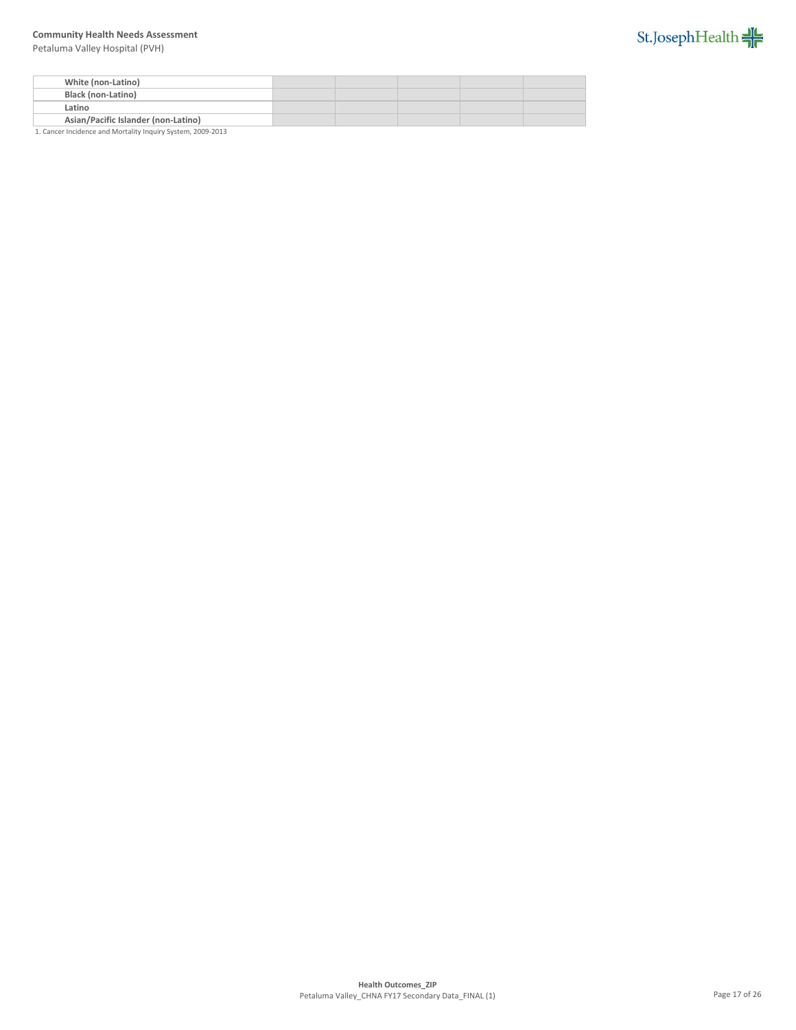| | | | | | |
|---|---|---|---|---|---|
| **White (non-Latino)** | | | | | |
| **Black (non-Latino)** | | | | | |
| **Latino** | | | | | |
| **Asian/Pacific Islander (non-Latino)** | | | | | |

1. Cancer Incidence and Mortality Inquiry System, 2009-2013

**Health Outcomes_ZIP**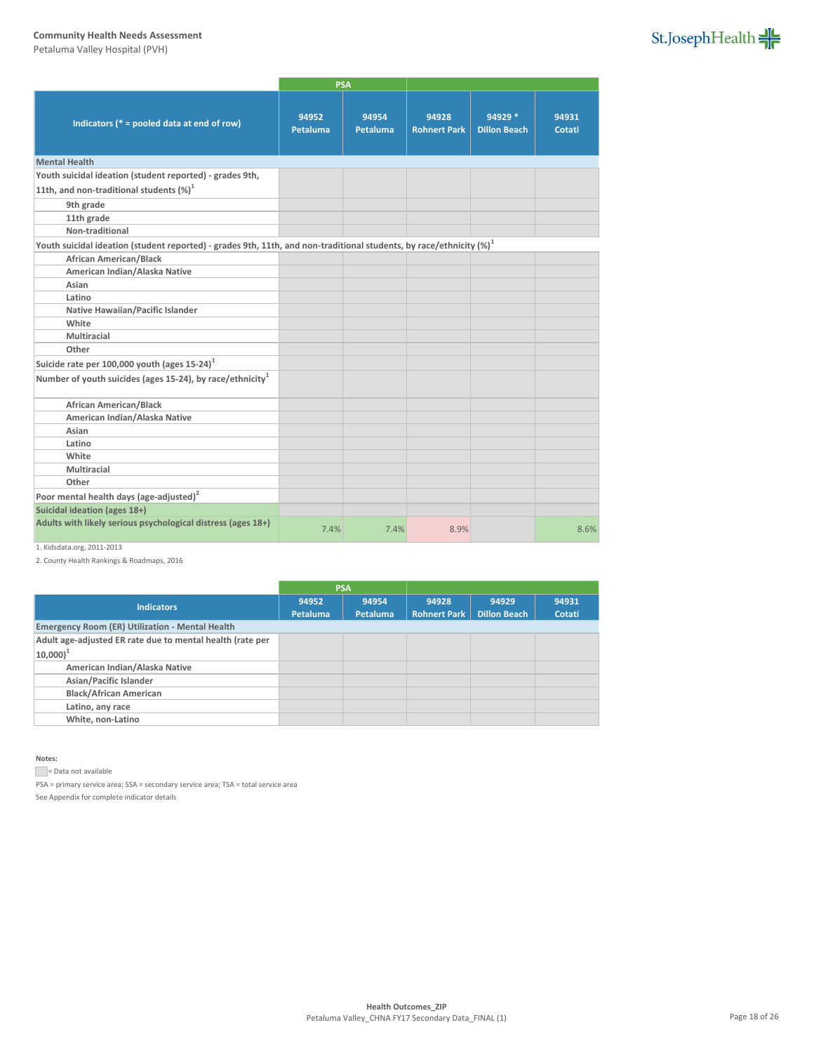**Community Health Needs Assessment**
Petaluma Valley Hospital (PVH)

| Indicators (* = pooled data at end of row) | PSA | | | | |
|---|---|---|---|---|---|
| | 94952 Petaluma | 94954 Petaluma | 94928 Rohnert Park | 94929 * Dillon Beach | 94931 Cotati |
| **Mental Health** | | | | | |
| Youth suicidal ideation (student reported) - grades 9th, 11th, and non-traditional students (%)[1] | | | | | |
| 9th grade | | | | | |
| 11th grade | | | | | |
| Non-traditional | | | | | |
| Youth suicidal ideation (student reported) - grades 9th, 11th, and non-traditional students, by race/ethnicity (%)[1] | | | | | |
| African American/Black | | | | | |
| American Indian/Alaska Native | | | | | |
| Asian | | | | | |
| Latino | | | | | |
| Native Hawaiian/Pacific Islander | | | | | |
| White | | | | | |
| Multiracial | | | | | |
| Other | | | | | |
| Suicide rate per 100,000 youth (ages 15-24)[1] | | | | | |
| Number of youth suicides (ages 15-24), by race/ethnicity[1] | | | | | |
| African American/Black | | | | | |
| American Indian/Alaska Native | | | | | |
| Asian | | | | | |
| Latino | | | | | |
| White | | | | | |
| Multiracial | | | | | |
| Other | | | | | |
| Poor mental health days (age-adjusted)[2] | | | | | |
| Suicidal ideation (ages 18+) | | | | | |
| Adults with likely serious psychological distress (ages 18+) | 7.4% | 7.4% | 8.9% | | 8.6% |

1. Kidsdata.org, 2011-2013
2. County Health Rankings & Roadmaps, 2016

| Indicators | PSA | | | | |
|---|---|---|---|---|---|
| | 94952 Petaluma | 94954 Petaluma | 94928 Rohnert Park | 94929 Dillon Beach | 94931 Cotati |
| **Emergency Room (ER) Utilization - Mental Health** | | | | | |
| Adult age-adjusted ER rate due to mental health (rate per 10,000)[1] | | | | | |
| American Indian/Alaska Native | | | | | |
| Asian/Pacific Islander | | | | | |
| Black/African American | | | | | |
| Latino, any race | | | | | |
| White, non-Latino | | | | | |

**Notes:**

= Data not available

PSA = primary service area; SSA = secondary service area; TSA = total service area

See Appendix for complete indicator details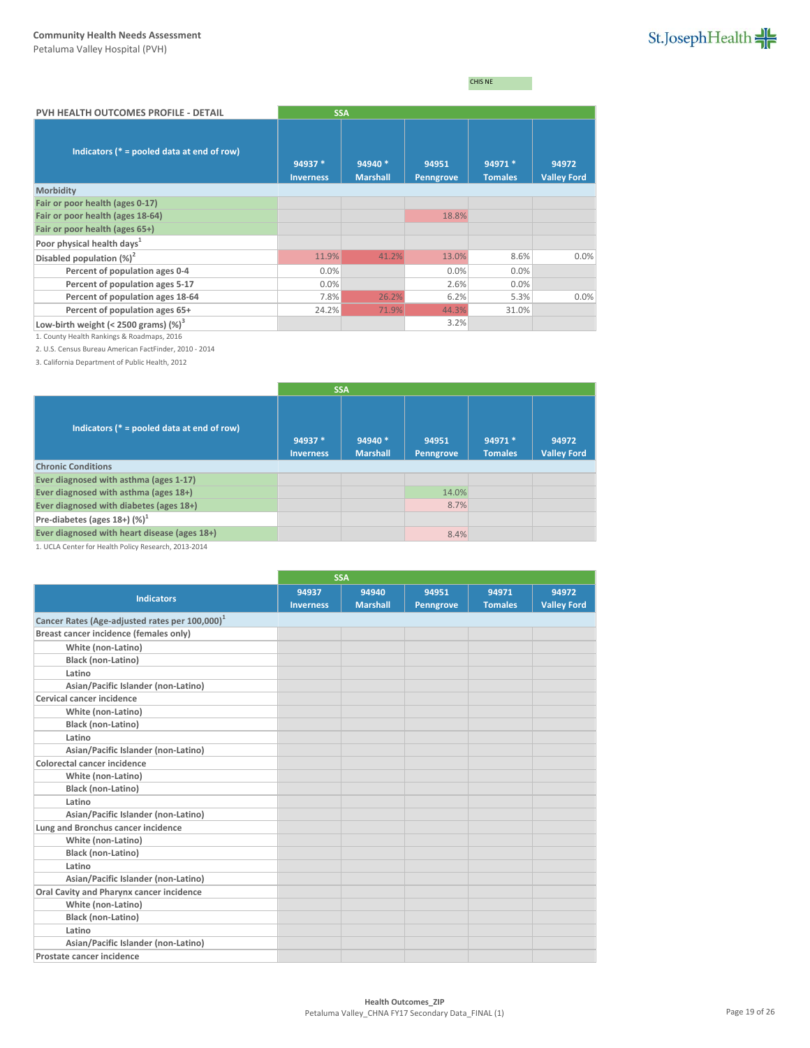CHIS NE

| PVH HEALTH OUTCOMES PROFILE - DETAIL | SSA | | | | |
|---|---|---|---|---|---|
| Indicators (* = pooled data at end of row) | 94937 * Inverness | 94940 * Marshall | 94951 Penngrove | 94971 * Tomales | 94972 Valley Ford |
| **Morbidity** | | | | | |
| Fair or poor health (ages 0-17) | | | | | |
| Fair or poor health (ages 18-64) | | | 18.8% | | |
| Fair or poor health (ages 65+) | | | | | |
| Poor physical health days[1] | | | | | |
| Disabled population (%)[2] | 11.9% | 41.2% | 13.0% | 8.6% | 0.0% |
| Percent of population ages 0-4 | 0.0% | | 0.0% | 0.0% | |
| Percent of population ages 5-17 | 0.0% | | 2.6% | 0.0% | |
| Percent of population ages 18-64 | 7.8% | 26.2% | 6.2% | 5.3% | 0.0% |
| Percent of population ages 65+ | 24.2% | 71.9% | 44.3% | 31.0% | |
| Low-birth weight (< 2500 grams) (%)[3] | | | 3.2% | | |

1. County Health Rankings & Roadmaps, 2016

2. U.S. Census Bureau American FactFinder, 2010 - 2014

3. California Department of Public Health, 2012

| | SSA | | | | |
|---|---|---|---|---|---|
| Indicators (* = pooled data at end of row) | 94937 * Inverness | 94940 * Marshall | 94951 Penngrove | 94971 * Tomales | 94972 Valley Ford |
| **Chronic Conditions** | | | | | |
| Ever diagnosed with asthma (ages 1-17) | | | | | |
| Ever diagnosed with asthma (ages 18+) | | | 14.0% | | |
| Ever diagnosed with diabetes (ages 18+) | | | 8.7% | | |
| Pre-diabetes (ages 18+) (%)[1] | | | | | |
| Ever diagnosed with heart disease (ages 18+) | | | 8.4% | | |

1. UCLA Center for Health Policy Research, 2013-2014

| | SSA | | | | |
|---|---|---|---|---|---|
| Indicators | 94937 Inverness | 94940 Marshall | 94951 Penngrove | 94971 Tomales | 94972 Valley Ford |
| **Cancer Rates (Age-adjusted rates per 100,000)[1]** | | | | | |
| Breast cancer incidence (females only) | | | | | |
| White (non-Latino) | | | | | |
| Black (non-Latino) | | | | | |
| Latino | | | | | |
| Asian/Pacific Islander (non-Latino) | | | | | |
| Cervical cancer incidence | | | | | |
| White (non-Latino) | | | | | |
| Black (non-Latino) | | | | | |
| Latino | | | | | |
| Asian/Pacific Islander (non-Latino) | | | | | |
| Colorectal cancer incidence | | | | | |
| White (non-Latino) | | | | | |
| Black (non-Latino) | | | | | |
| Latino | | | | | |
| Asian/Pacific Islander (non-Latino) | | | | | |
| Lung and Bronchus cancer incidence | | | | | |
| White (non-Latino) | | | | | |
| Black (non-Latino) | | | | | |
| Latino | | | | | |
| Asian/Pacific Islander (non-Latino) | | | | | |
| Oral Cavity and Pharynx cancer incidence | | | | | |
| White (non-Latino) | | | | | |
| Black (non-Latino) | | | | | |
| Latino | | | | | |
| Asian/Pacific Islander (non-Latino) | | | | | |
| Prostate cancer incidence | | | | | |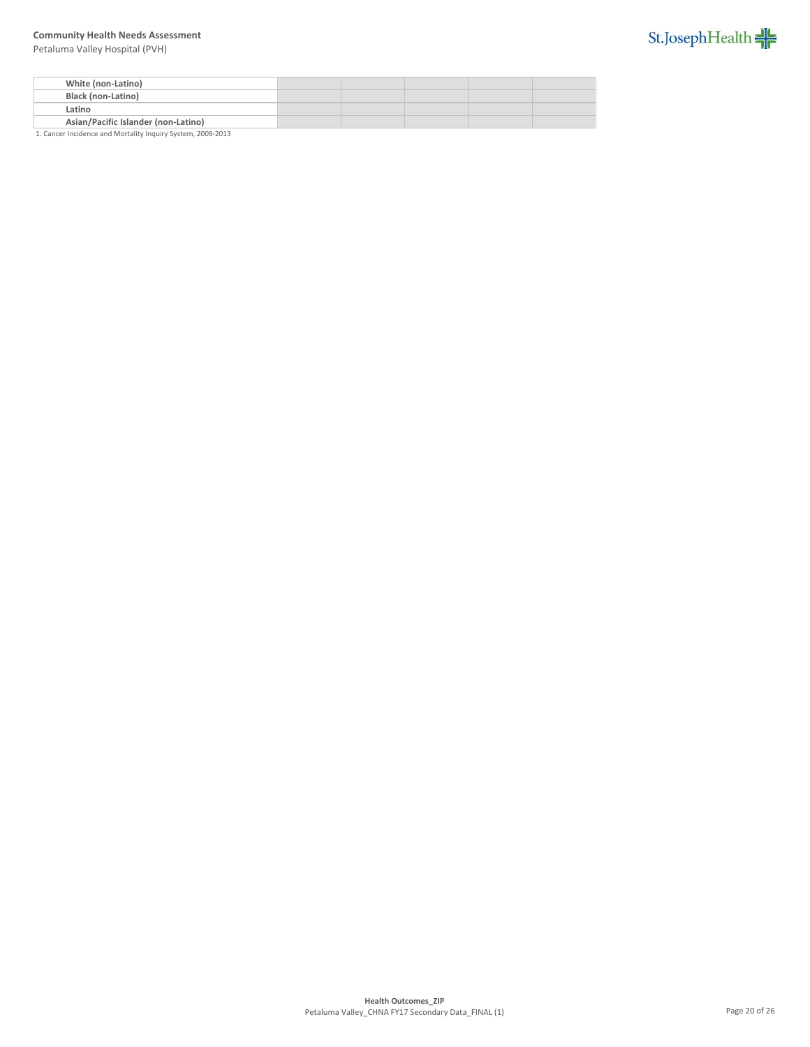| | | | | | |
|---|---|---|---|---|---|
| **White (non-Latino)** | | | | | |
| **Black (non-Latino)** | | | | | |
| **Latino** | | | | | |
| **Asian/Pacific Islander (non-Latino)** | | | | | |

1. Cancer Incidence and Mortality Inquiry System, 2009-2013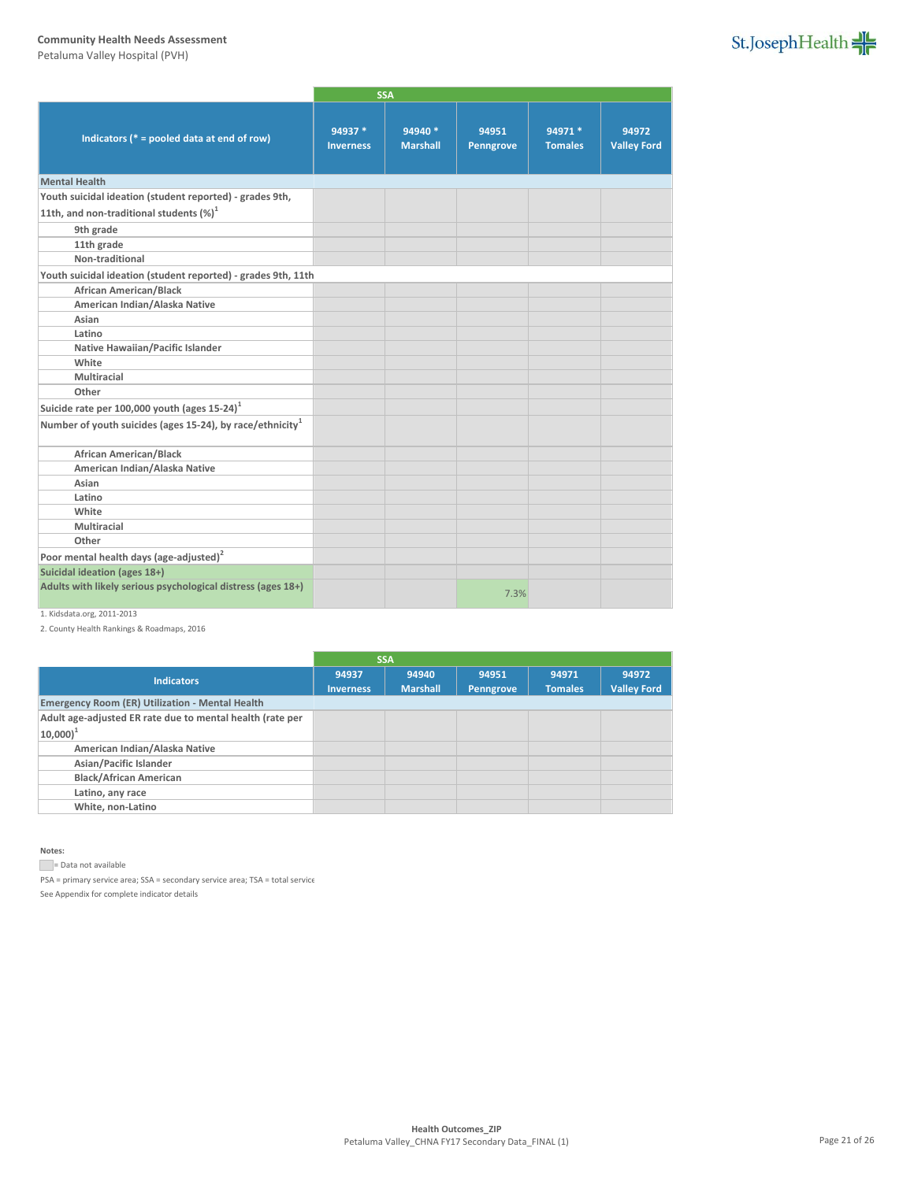**Community Health Needs Assessment**
Petaluma Valley Hospital (PVH)

| Indicators (* = pooled data at end of row) | SSA | | | | |
|---|---|---|---|---|---|
| | 94937 * Inverness | 94940 * Marshall | 94951 Penngrove | 94971 * Tomales | 94972 Valley Ford |
| **Mental Health** | | | | | |
| Youth suicidal ideation (student reported) - grades 9th, 11th, and non-traditional students (%)[1] | | | | | |
| 9th grade | | | | | |
| 11th grade | | | | | |
| Non-traditional | | | | | |
| Youth suicidal ideation (student reported) - grades 9th, 11th | | | | | |
| African American/Black | | | | | |
| American Indian/Alaska Native | | | | | |
| Asian | | | | | |
| Latino | | | | | |
| Native Hawaiian/Pacific Islander | | | | | |
| White | | | | | |
| Multiracial | | | | | |
| Other | | | | | |
| Suicide rate per 100,000 youth (ages 15-24)[1] | | | | | |
| Number of youth suicides (ages 15-24), by race/ethnicity[1] | | | | | |
| African American/Black | | | | | |
| American Indian/Alaska Native | | | | | |
| Asian | | | | | |
| Latino | | | | | |
| White | | | | | |
| Multiracial | | | | | |
| Other | | | | | |
| Poor mental health days (age-adjusted)[2] | | | | | |
| Suicidal ideation (ages 18+) | | | | | |
| Adults with likely serious psychological distress (ages 18+) | | | 7.3% | | |

1. Kidsdata.org, 2011-2013
2. County Health Rankings & Roadmaps, 2016

| Indicators | SSA | | | | |
|---|---|---|---|---|---|
| | 94937 Inverness | 94940 Marshall | 94951 Penngrove | 94971 Tomales | 94972 Valley Ford |
| **Emergency Room (ER) Utilization - Mental Health** | | | | | |
| Adult age-adjusted ER rate due to mental health (rate per 10,000)[1] | | | | | |
| American Indian/Alaska Native | | | | | |
| Asian/Pacific Islander | | | | | |
| Black/African American | | | | | |
| Latino, any race | | | | | |
| White, non-Latino | | | | | |

**Notes:**

= Data not available

PSA = primary service area; SSA = secondary service area; TSA = total service

See Appendix for complete indicator details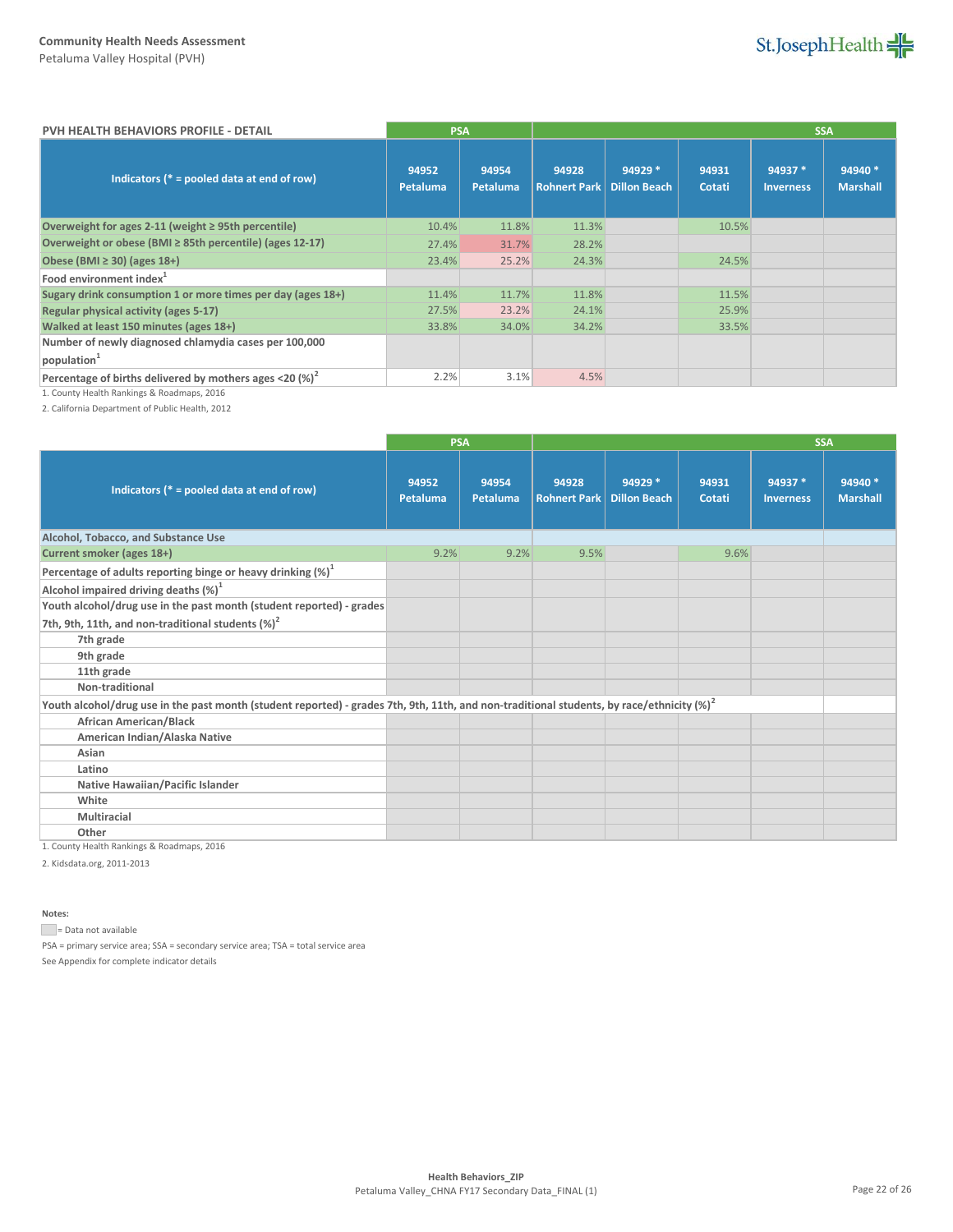| PVH HEALTH BEHAVIORS PROFILE - DETAIL | PSA | | SSA | | | | |
|---|---|---|---|---|---|---|---|
| Indicators (* = pooled data at end of row) | 94952 Petaluma | 94954 Petaluma | 94928 Rohnert Park | 94929 * Dillon Beach | 94931 Cotati | 94937 * Inverness | 94940 * Marshall |
| Overweight for ages 2-11 (weight ≥ 95th percentile) | 10.4% | 11.8% | 11.3% | | 10.5% | | |
| Overweight or obese (BMI ≥ 85th percentile) (ages 12-17) | 27.4% | 31.7% | 28.2% | | | | |
| Obese (BMI ≥ 30) (ages 18+) | 23.4% | 25.2% | 24.3% | | 24.5% | | |
| Food environment index[1] | | | | | | | |
| Sugary drink consumption 1 or more times per day (ages 18+) | 11.4% | 11.7% | 11.8% | | 11.5% | | |
| Regular physical activity (ages 5-17) | 27.5% | 23.2% | 24.1% | | 25.9% | | |
| Walked at least 150 minutes (ages 18+) | 33.8% | 34.0% | 34.2% | | 33.5% | | |
| Number of newly diagnosed chlamydia cases per 100,000 population[1] | | | | | | | |
| Percentage of births delivered by mothers ages <20 (%)[2] | 2.2% | 3.1% | 4.5% | | | | |

1. County Health Rankings & Roadmaps, 2016

2. California Department of Public Health, 2012

| | PSA | | SSA | | | | |
|---|---|---|---|---|---|---|---|
| Indicators (* = pooled data at end of row) | 94952 Petaluma | 94954 Petaluma | 94928 Rohnert Park | 94929 * Dillon Beach | 94931 Cotati | 94937 * Inverness | 94940 * Marshall |
| **Alcohol, Tobacco, and Substance Use** | | | | | | | |
| Current smoker (ages 18+) | 9.2% | 9.2% | 9.5% | | 9.6% | | |
| Percentage of adults reporting binge or heavy drinking (%)[1] | | | | | | | |
| Alcohol impaired driving deaths (%)[1] | | | | | | | |
| Youth alcohol/drug use in the past month (student reported) - grades 7th, 9th, 11th, and non-traditional students (%)[2] | | | | | | | |
| 7th grade | | | | | | | |
| 9th grade | | | | | | | |
| 11th grade | | | | | | | |
| Non-traditional | | | | | | | |
| Youth alcohol/drug use in the past month (student reported) - grades 7th, 9th, 11th, and non-traditional students, by race/ethnicity (%)[2] | | | | | | | |
| African American/Black | | | | | | | |
| American Indian/Alaska Native | | | | | | | |
| Asian | | | | | | | |
| Latino | | | | | | | |
| Native Hawaiian/Pacific Islander | | | | | | | |
| White | | | | | | | |
| Multiracial | | | | | | | |
| Other | | | | | | | |

1. County Health Rankings & Roadmaps, 2016

2. Kidsdata.org, 2011-2013

**Notes:**

= Data not available

PSA = primary service area; SSA = secondary service area; TSA = total service area

See Appendix for complete indicator details

**Health Behaviors_ZIP**

Petaluma Valley_CHNA FY17 Secondary Data_FINAL (1)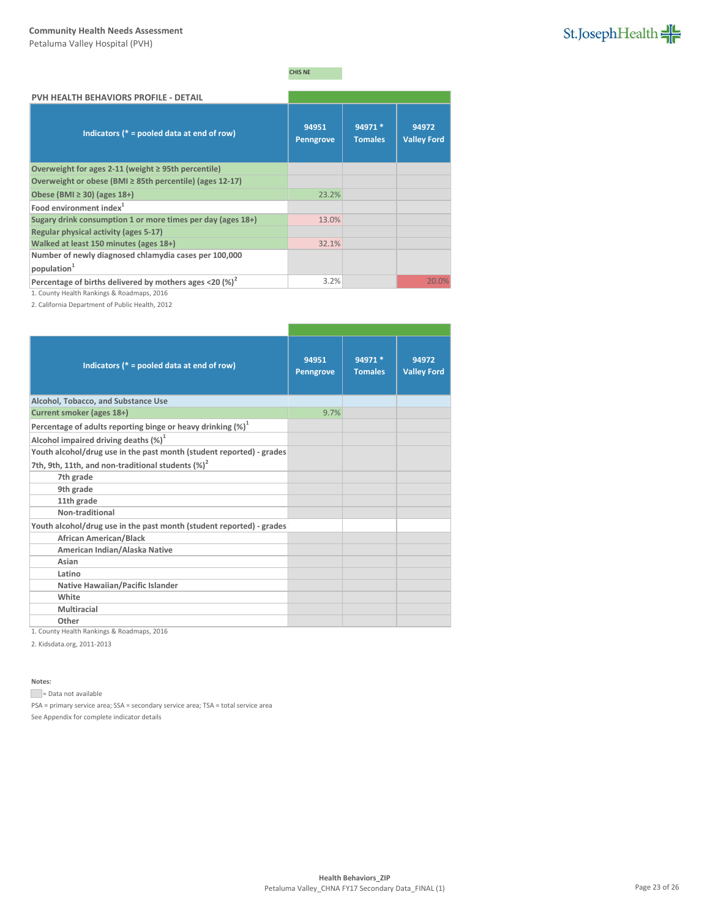Community Health Needs Assessment
Petaluma Valley Hospital (PVH)

CHIS NE

## PVH HEALTH BEHAVIORS PROFILE - DETAIL

| Indicators (* = pooled data at end of row) | 94951 Penngrove | 94971 * Tomales | 94972 Valley Ford |
|---|---|---|---|
| Overweight for ages 2-11 (weight ≥ 95th percentile) | | | |
| Overweight or obese (BMI ≥ 85th percentile) (ages 12-17) | | | |
| Obese (BMI ≥ 30) (ages 18+) | 23.2% | | |
| Food environment index[1] | | | |
| Sugary drink consumption 1 or more times per day (ages 18+) | 13.0% | | |
| Regular physical activity (ages 5-17) | | | |
| Walked at least 150 minutes (ages 18+) | 32.1% | | |
| Number of newly diagnosed chlamydia cases per 100,000 population[1] | | | |
| Percentage of births delivered by mothers ages <20 (%)[2] | 3.2% | | 20.0% |

1. County Health Rankings & Roadmaps, 2016

2. California Department of Public Health, 2012

| Indicators (* = pooled data at end of row) | 94951 Penngrove | 94971 * Tomales | 94972 Valley Ford |
|---|---|---|---|
| **Alcohol, Tobacco, and Substance Use** | | | |
| Current smoker (ages 18+) | 9.7% | | |
| Percentage of adults reporting binge or heavy drinking (%)[1] | | | |
| Alcohol impaired driving deaths (%)[1] | | | |
| Youth alcohol/drug use in the past month (student reported) - grades 7th, 9th, 11th, and non-traditional students (%)[2] | | | |
| 7th grade | | | |
| 9th grade | | | |
| 11th grade | | | |
| Non-traditional | | | |
| Youth alcohol/drug use in the past month (student reported) - grades | | | |
| African American/Black | | | |
| American Indian/Alaska Native | | | |
| Asian | | | |
| Latino | | | |
| Native Hawaiian/Pacific Islander | | | |
| White | | | |
| Multiracial | | | |
| Other | | | |

1. County Health Rankings & Roadmaps, 2016

2. Kidsdata.org, 2011-2013

**Notes:**

= Data not available

PSA = primary service area; SSA = secondary service area; TSA = total service area

See Appendix for complete indicator details

Health Behaviors_ZIP
Petaluma Valley_CHNA FY17 Secondary Data_FINAL (1)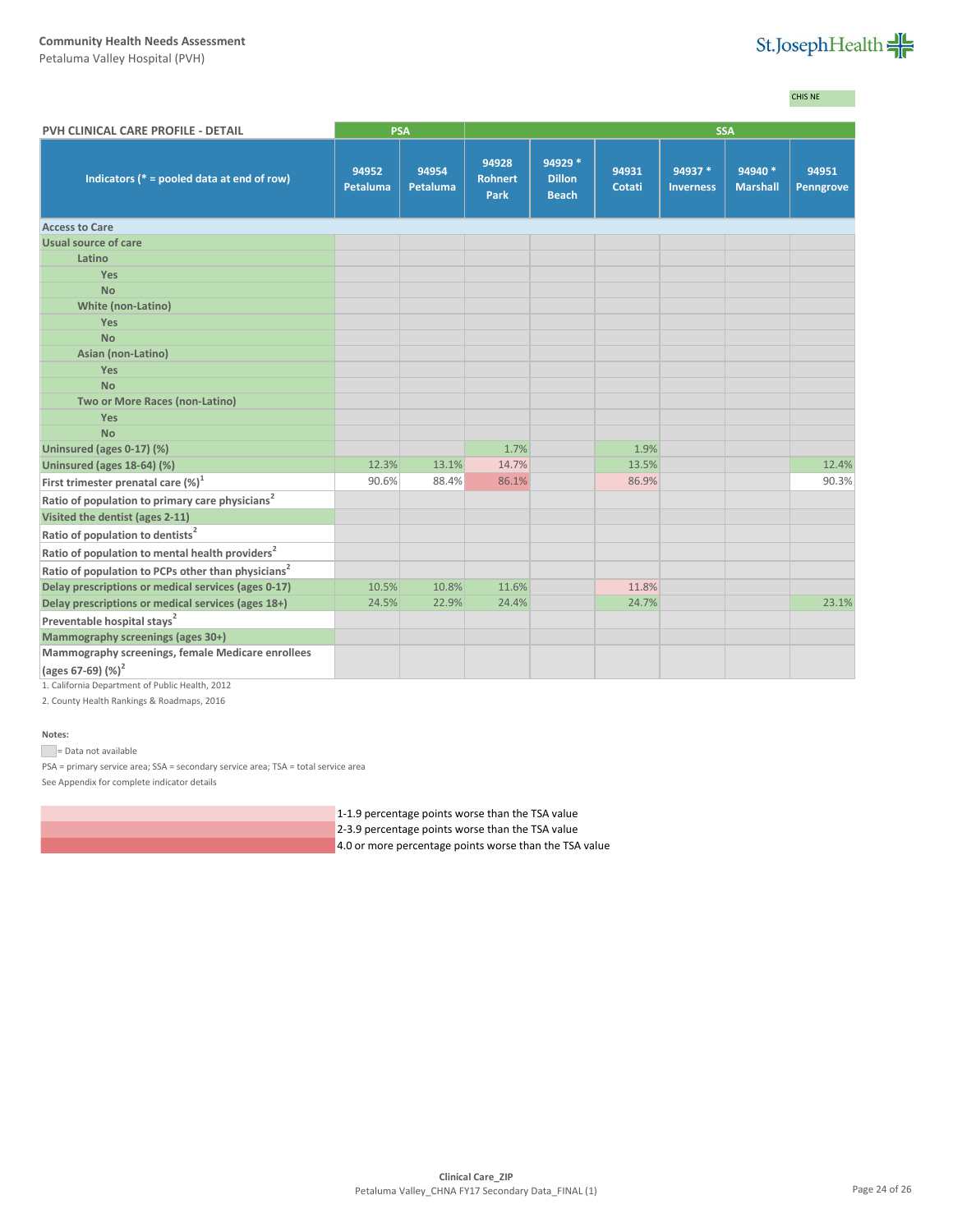Community Health Needs Assessment
Petaluma Valley Hospital (PVH)

CHIS NE

| PVH CLINICAL CARE PROFILE - DETAIL | PSA | | SSA | | | | | |
|---|---|---|---|---|---|---|---|---|
| Indicators (* = pooled data at end of row) | 94952 Petaluma | 94954 Petaluma | 94928 Rohnert Park | 94929 * Dillon Beach | 94931 Cotati | 94937 * Inverness | 94940 * Marshall | 94951 Penngrove |
| **Access to Care** | | | | | | | | |
| Usual source of care | | | | | | | | |
| Latino | | | | | | | | |
| Yes | | | | | | | | |
| No | | | | | | | | |
| White (non-Latino) | | | | | | | | |
| Yes | | | | | | | | |
| No | | | | | | | | |
| Asian (non-Latino) | | | | | | | | |
| Yes | | | | | | | | |
| No | | | | | | | | |
| Two or More Races (non-Latino) | | | | | | | | |
| Yes | | | | | | | | |
| No | | | | | | | | |
| Uninsured (ages 0-17) (%) | | | 1.7% | | 1.9% | | | |
| Uninsured (ages 18-64) (%) | 12.3% | 13.1% | 14.7% | | 13.5% | | | 12.4% |
| First trimester prenatal care (%)[1] | 90.6% | 88.4% | 86.1% | | 86.9% | | | 90.3% |
| Ratio of population to primary care physicians[2] | | | | | | | | |
| Visited the dentist (ages 2-11) | | | | | | | | |
| Ratio of population to dentists[2] | | | | | | | | |
| Ratio of population to mental health providers[2] | | | | | | | | |
| Ratio of population to PCPs other than physicians[2] | | | | | | | | |
| Delay prescriptions or medical services (ages 0-17) | 10.5% | 10.8% | 11.6% | | 11.8% | | | |
| Delay prescriptions or medical services (ages 18+) | 24.5% | 22.9% | 24.4% | | 24.7% | | | 23.1% |
| Preventable hospital stays[2] | | | | | | | | |
| Mammography screenings (ages 30+) | | | | | | | | |
| Mammography screenings, female Medicare enrollees (ages 67-69) (%)[2] | | | | | | | | |

1. California Department of Public Health, 2012
2. County Health Rankings & Roadmaps, 2016

**Notes:**

= Data not available

PSA = primary service area; SSA = secondary service area; TSA = total service area

See Appendix for complete indicator details

1-1.9 percentage points worse than the TSA value
2-3.9 percentage points worse than the TSA value
4.0 or more percentage points worse than the TSA value

Clinical Care_ZIP
Petaluma Valley_CHNA FY17 Secondary Data_FINAL (1)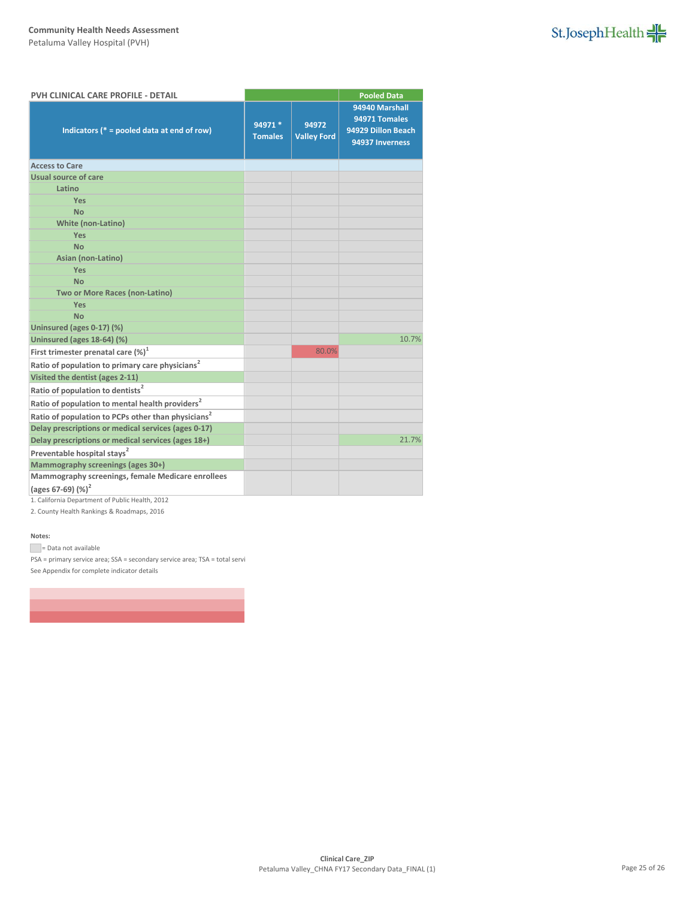**Community Health Needs Assessment**
Petaluma Valley Hospital (PVH)

| PVH CLINICAL CARE PROFILE - DETAIL | | | Pooled Data |
|---|---|---|---|
| Indicators (* = pooled data at end of row) | 94971 * Tomales | 94972 Valley Ford | 94940 Marshall 94971 Tomales 94929 Dillon Beach 94937 Inverness |
| **Access to Care** | | | |
| Usual source of care | | | |
| Latino | | | |
| Yes | | | |
| No | | | |
| White (non-Latino) | | | |
| Yes | | | |
| No | | | |
| Asian (non-Latino) | | | |
| Yes | | | |
| No | | | |
| Two or More Races (non-Latino) | | | |
| Yes | | | |
| No | | | |
| Uninsured (ages 0-17) (%) | | | |
| Uninsured (ages 18-64) (%) | | | 10.7% |
| First trimester prenatal care (%)[1] | | 80.0% | |
| Ratio of population to primary care physicians[2] | | | |
| Visited the dentist (ages 2-11) | | | |
| Ratio of population to dentists[2] | | | |
| Ratio of population to mental health providers[2] | | | |
| Ratio of population to PCPs other than physicians[2] | | | |
| Delay prescriptions or medical services (ages 0-17) | | | |
| Delay prescriptions or medical services (ages 18+) | | | 21.7% |
| Preventable hospital stays[2] | | | |
| Mammography screenings (ages 30+) | | | |
| Mammography screenings, female Medicare enrollees (ages 67-69) (%)[2] | | | |

1. California Department of Public Health, 2012
2. County Health Rankings & Roadmaps, 2016

**Notes:**

= Data not available

PSA = primary service area; SSA = secondary service area; TSA = total servi

See Appendix for complete indicator details

**Clinical Care_ZIP**
Petaluma Valley_CHNA FY17 Secondary Data_FINAL (1)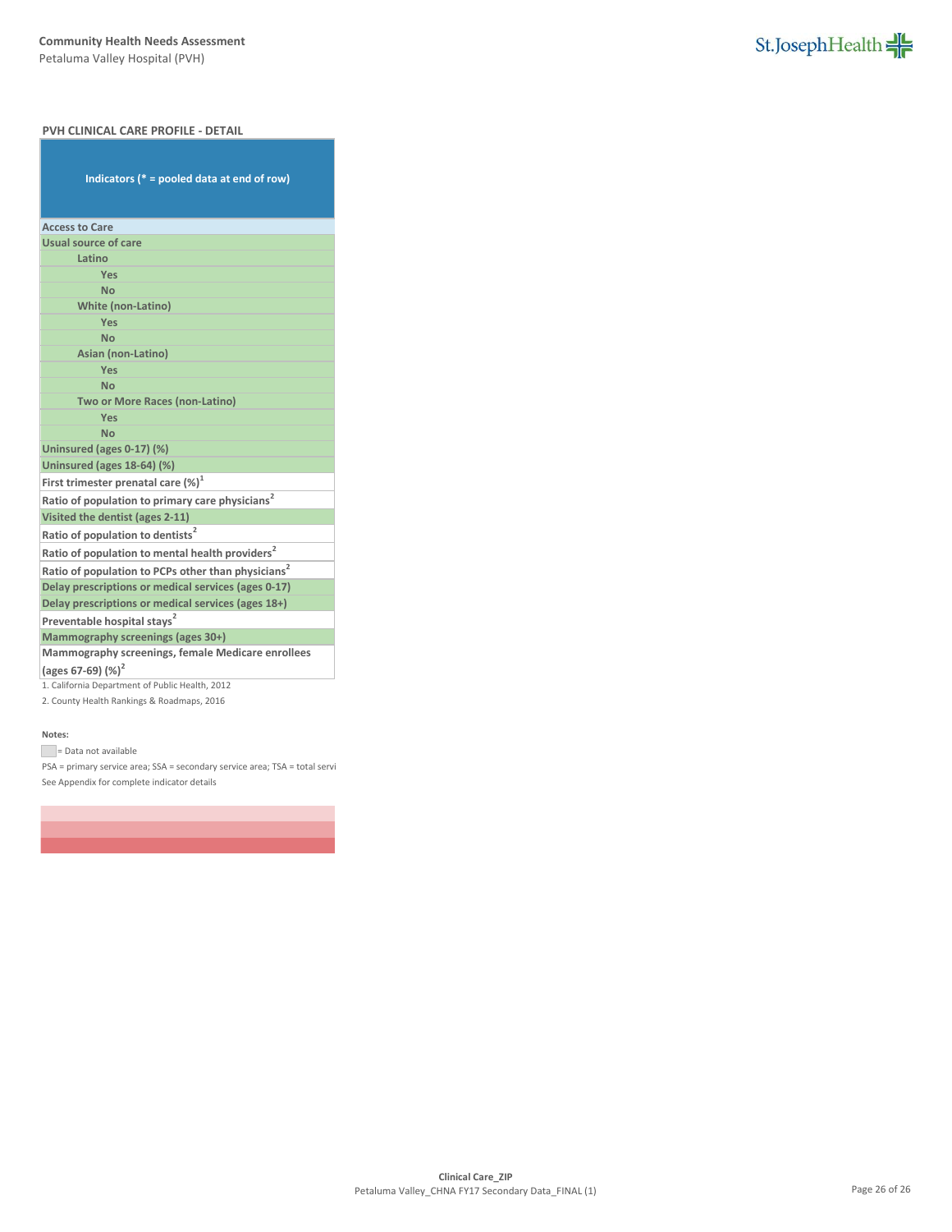**Community Health Needs Assessment**
Petaluma Valley Hospital (PVH)

**PVH CLINICAL CARE PROFILE - DETAIL**

| Indicators (* = pooled data at end of row) |
|---|
| **Access to Care** |
| **Usual source of care** |
| Latino |
| Yes |
| No |
| White (non-Latino) |
| Yes |
| No |
| Asian (non-Latino) |
| Yes |
| No |
| Two or More Races (non-Latino) |
| Yes |
| No |
| **Uninsured (ages 0-17) (%)** |
| **Uninsured (ages 18-64) (%)** |
| **First trimester prenatal care (%)[1]** |
| **Ratio of population to primary care physicians[2]** |
| **Visited the dentist (ages 2-11)** |
| **Ratio of population to dentists[2]** |
| **Ratio of population to mental health providers[2]** |
| **Ratio of population to PCPs other than physicians[2]** |
| **Delay prescriptions or medical services (ages 0-17)** |
| **Delay prescriptions or medical services (ages 18+)** |
| **Preventable hospital stays[2]** |
| **Mammography screenings (ages 30+)** |
| **Mammography screenings, female Medicare enrollees (ages 67-69) (%)[2]** |

1. California Department of Public Health, 2012
2. County Health Rankings & Roadmaps, 2016

**Notes:**

= Data not available

PSA = primary service area; SSA = secondary service area; TSA = total servi

See Appendix for complete indicator details